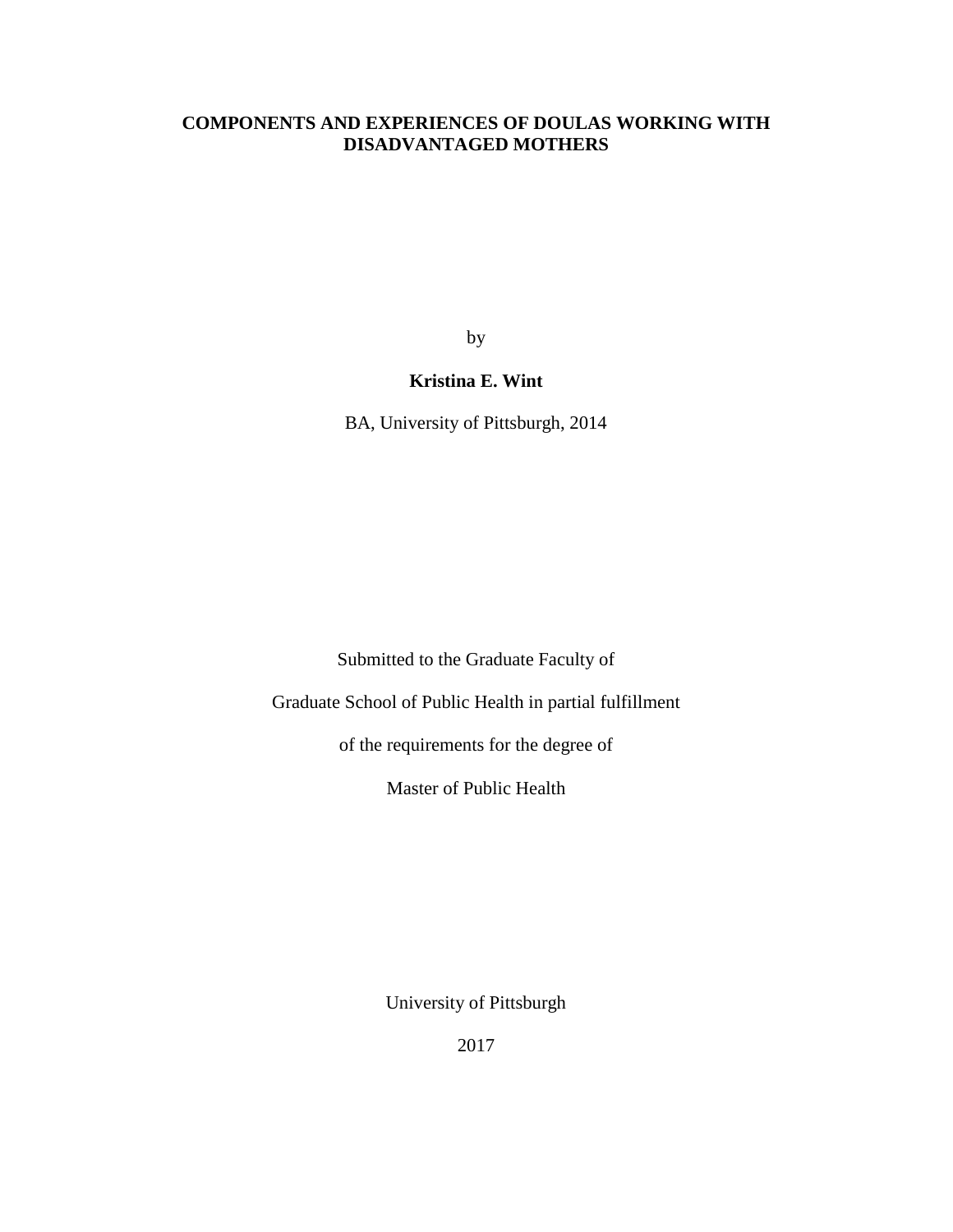# COMPONENTS AND EXPERIENCES OF DOULAS WORKING WITH DISADVANTAGED MOTHERS

by

**Kristina E. Wint**

BA, University of Pittsburgh, 2014

Submitted to the Graduate Faculty of

Graduate School of Public Health in partial fulfillment

of the requirements for the degree of

Master of Public Health

University of Pittsburgh

2017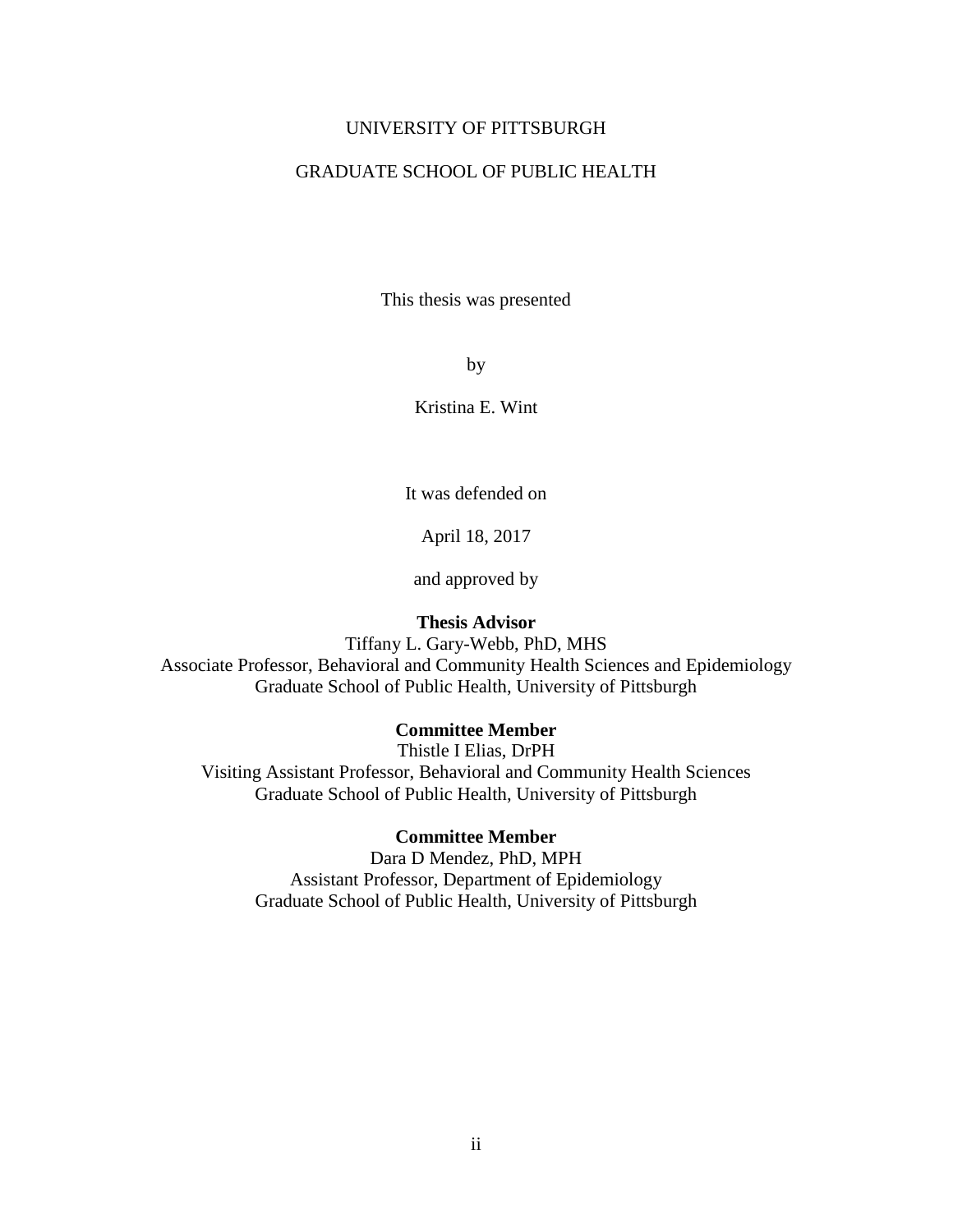UNIVERSITY OF PITTSBURGH

GRADUATE SCHOOL OF PUBLIC HEALTH

This thesis was presented

by

Kristina E. Wint

It was defended on

April 18, 2017

and approved by

**Thesis Advisor**
Tiffany L. Gary-Webb, PhD, MHS
Associate Professor, Behavioral and Community Health Sciences and Epidemiology
Graduate School of Public Health, University of Pittsburgh

**Committee Member**
Thistle I Elias, DrPH
Visiting Assistant Professor, Behavioral and Community Health Sciences
Graduate School of Public Health, University of Pittsburgh

**Committee Member**
Dara D Mendez, PhD, MPH
Assistant Professor, Department of Epidemiology
Graduate School of Public Health, University of Pittsburgh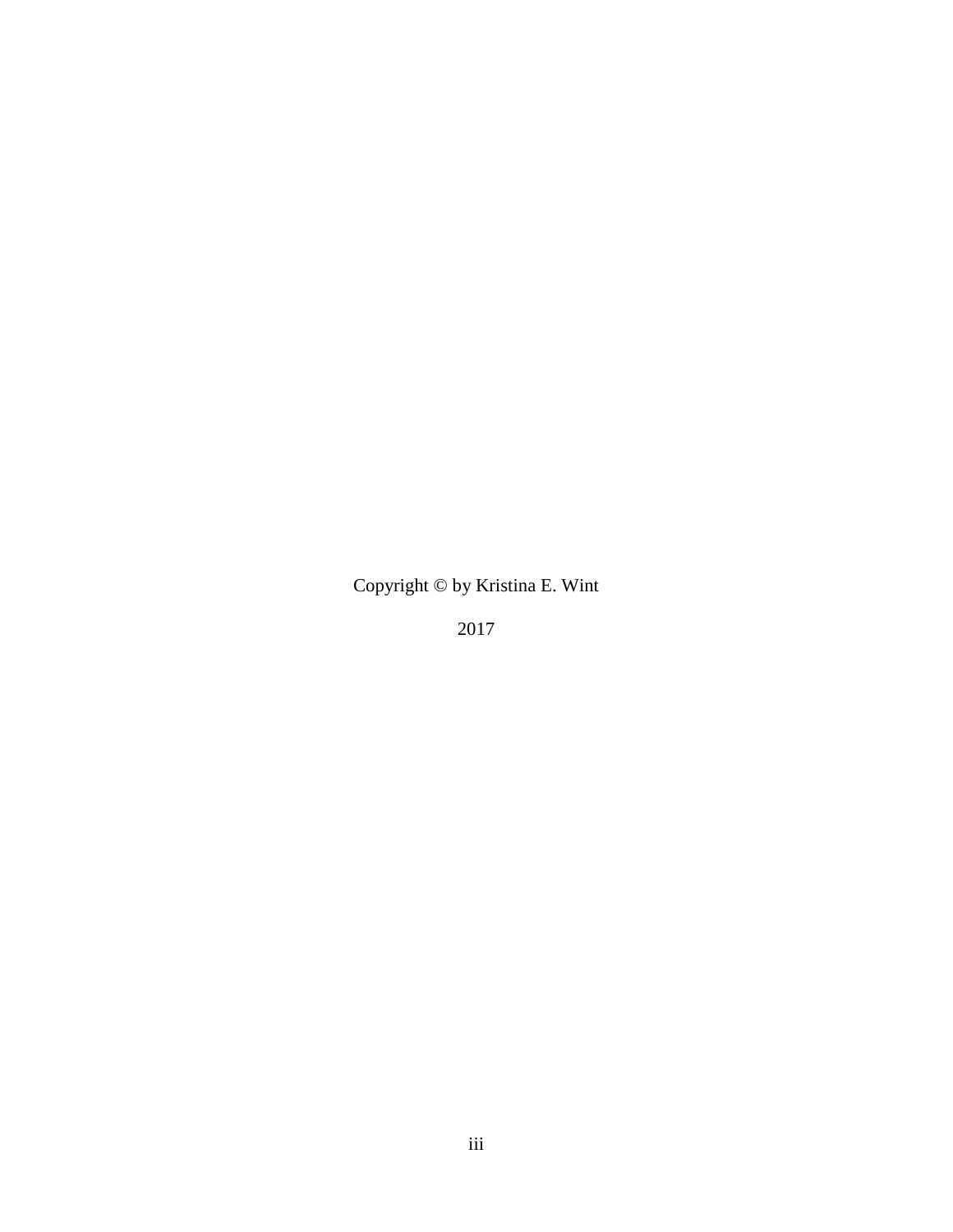Copyright © by Kristina E. Wint

2017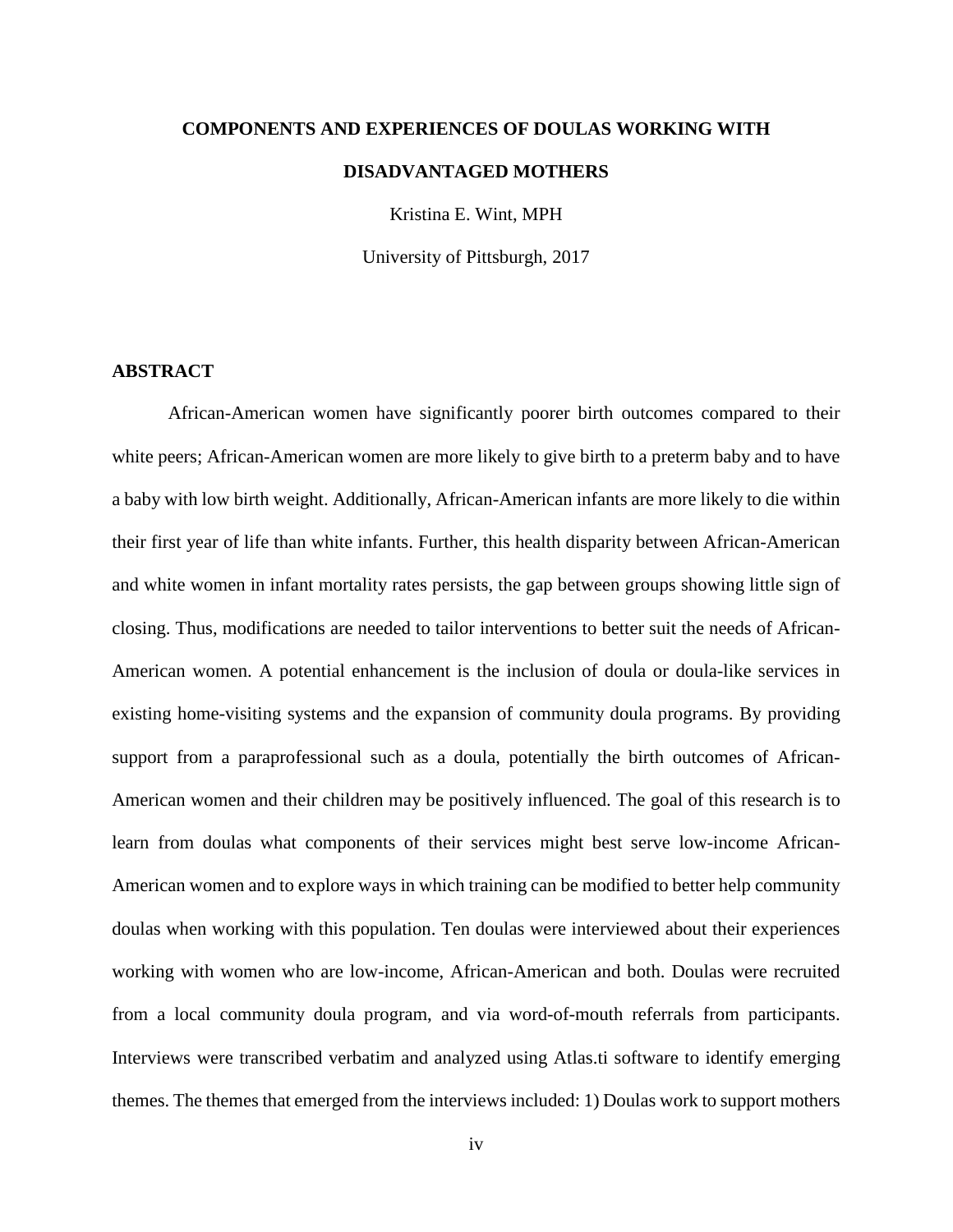**COMPONENTS AND EXPERIENCES OF DOULAS WORKING WITH DISADVANTAGED MOTHERS**

Kristina E. Wint, MPH

University of Pittsburgh, 2017

## ABSTRACT

African-American women have significantly poorer birth outcomes compared to their white peers; African-American women are more likely to give birth to a preterm baby and to have a baby with low birth weight. Additionally, African-American infants are more likely to die within their first year of life than white infants. Further, this health disparity between African-American and white women in infant mortality rates persists, the gap between groups showing little sign of closing. Thus, modifications are needed to tailor interventions to better suit the needs of African-American women. A potential enhancement is the inclusion of doula or doula-like services in existing home-visiting systems and the expansion of community doula programs. By providing support from a paraprofessional such as a doula, potentially the birth outcomes of African-American women and their children may be positively influenced. The goal of this research is to learn from doulas what components of their services might best serve low-income African-American women and to explore ways in which training can be modified to better help community doulas when working with this population. Ten doulas were interviewed about their experiences working with women who are low-income, African-American and both. Doulas were recruited from a local community doula program, and via word-of-mouth referrals from participants. Interviews were transcribed verbatim and analyzed using Atlas.ti software to identify emerging themes. The themes that emerged from the interviews included: 1) Doulas work to support mothers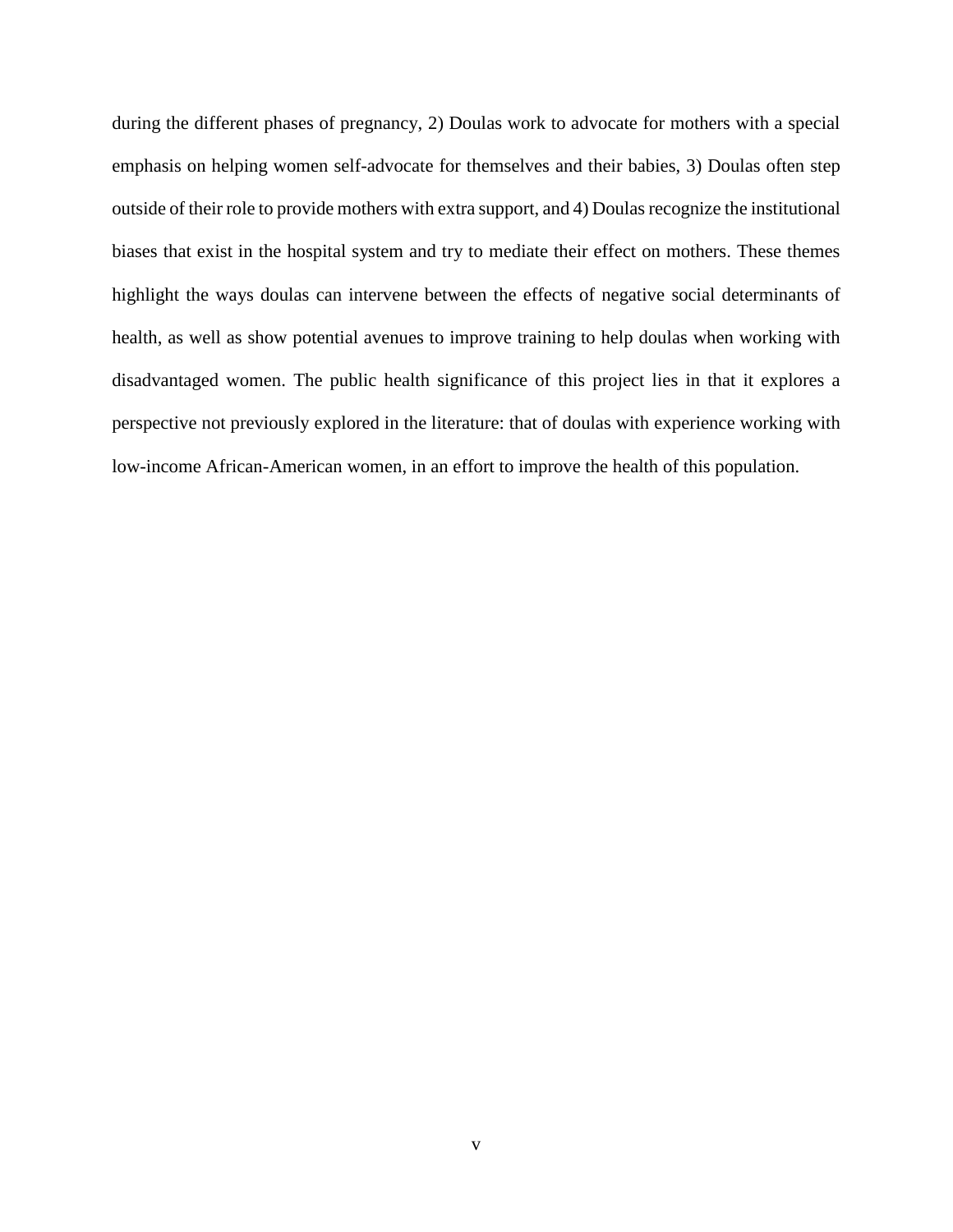during the different phases of pregnancy, 2) Doulas work to advocate for mothers with a special emphasis on helping women self-advocate for themselves and their babies, 3) Doulas often step outside of their role to provide mothers with extra support, and 4) Doulas recognize the institutional biases that exist in the hospital system and try to mediate their effect on mothers. These themes highlight the ways doulas can intervene between the effects of negative social determinants of health, as well as show potential avenues to improve training to help doulas when working with disadvantaged women. The public health significance of this project lies in that it explores a perspective not previously explored in the literature: that of doulas with experience working with low-income African-American women, in an effort to improve the health of this population.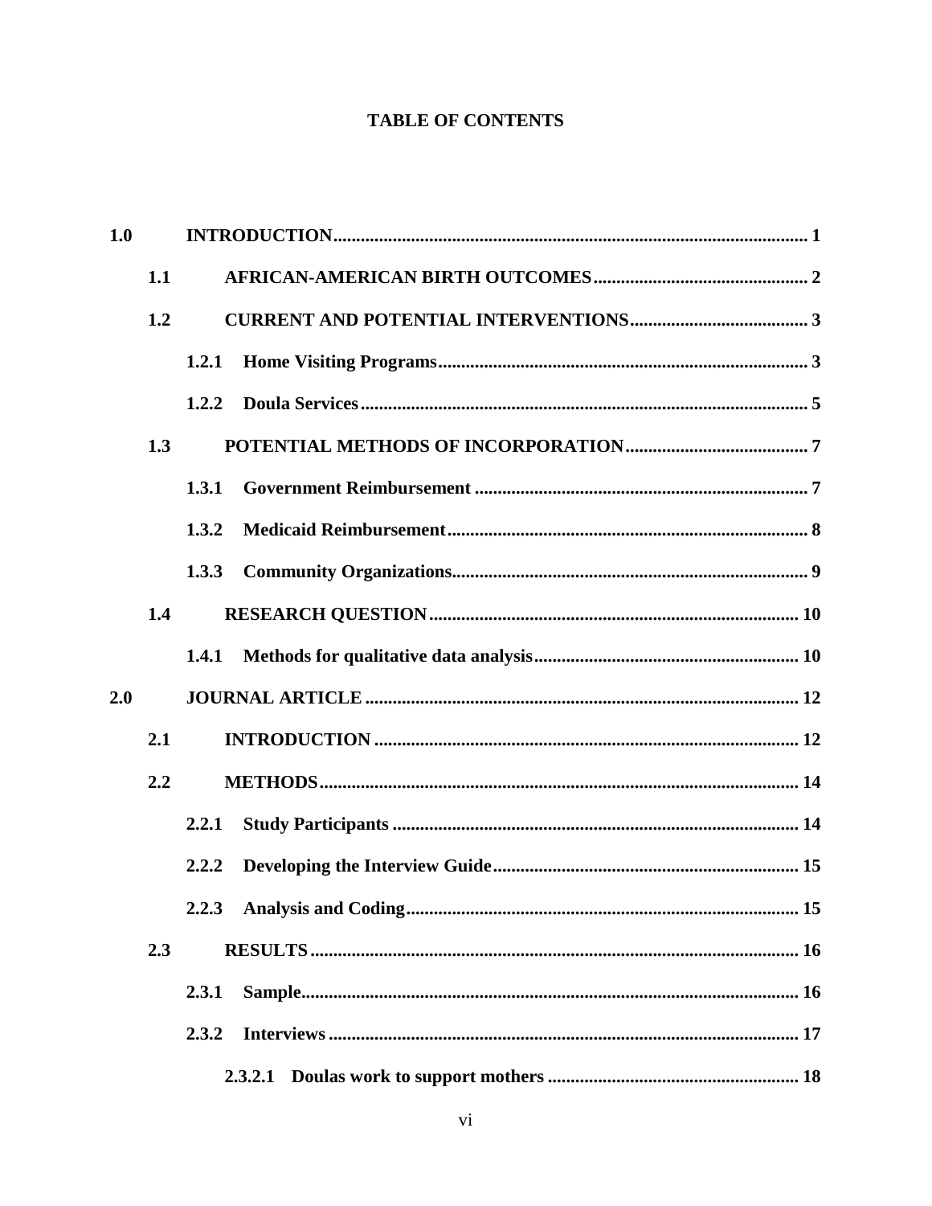**TABLE OF CONTENTS**

- **1.0 INTRODUCTION** ..... 1
  - **1.1 AFRICAN-AMERICAN BIRTH OUTCOMES** ..... 2
  - **1.2 CURRENT AND POTENTIAL INTERVENTIONS** ..... 3
    - **1.2.1 Home Visiting Programs** ..... 3
    - **1.2.2 Doula Services** ..... 5
  - **1.3 POTENTIAL METHODS OF INCORPORATION** ..... 7
    - **1.3.1 Government Reimbursement** ..... 7
    - **1.3.2 Medicaid Reimbursement** ..... 8
    - **1.3.3 Community Organizations** ..... 9
  - **1.4 RESEARCH QUESTION** ..... 10
    - **1.4.1 Methods for qualitative data analysis** ..... 10
- **2.0 JOURNAL ARTICLE** ..... 12
  - **2.1 INTRODUCTION** ..... 12
  - **2.2 METHODS** ..... 14
    - **2.2.1 Study Participants** ..... 14
    - **2.2.2 Developing the Interview Guide** ..... 15
    - **2.2.3 Analysis and Coding** ..... 15
  - **2.3 RESULTS** ..... 16
    - **2.3.1 Sample** ..... 16
    - **2.3.2 Interviews** ..... 17
      - **2.3.2.1 Doulas work to support mothers** ..... 18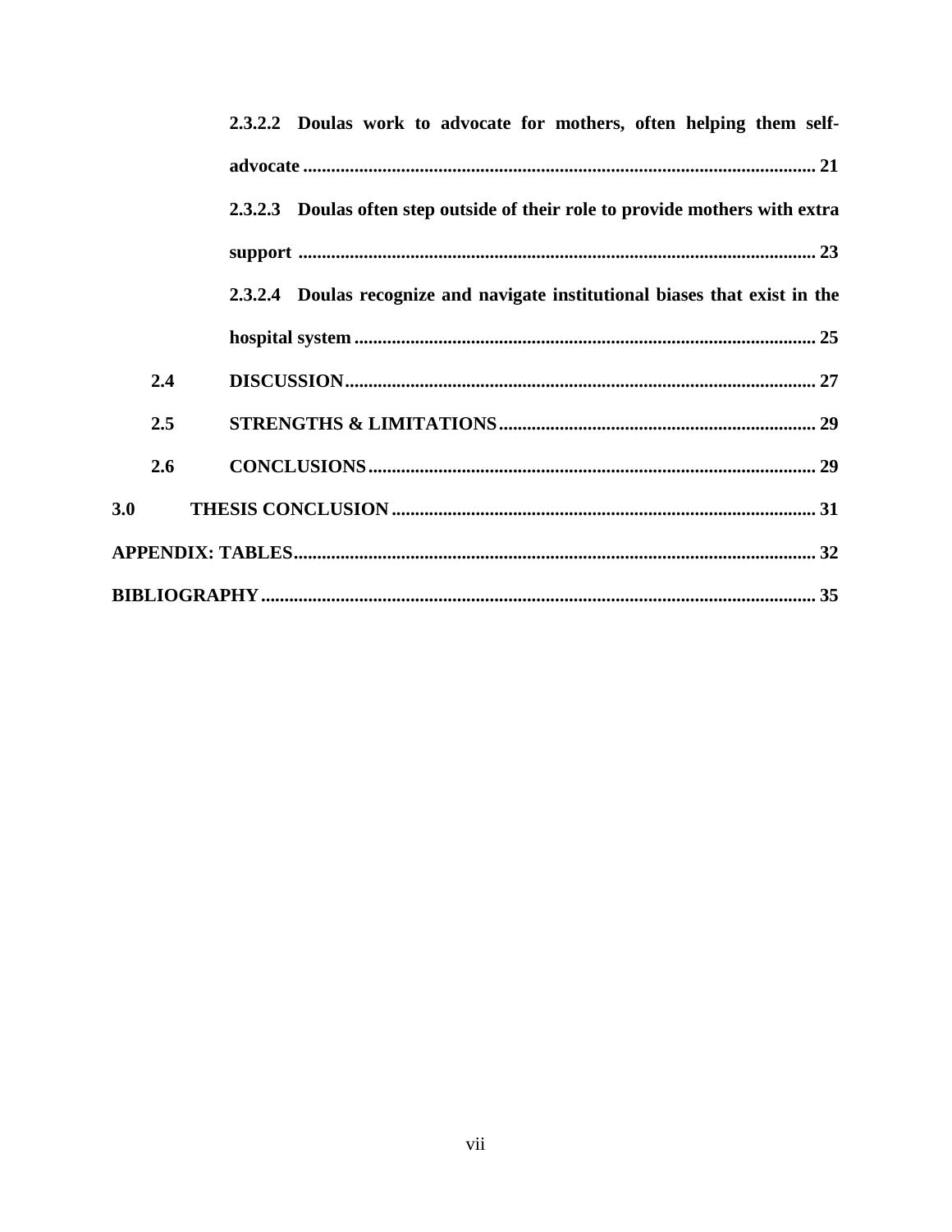2.3.2.2 Doulas work to advocate for mothers, often helping them self-advocate ..... 21

2.3.2.3 Doulas often step outside of their role to provide mothers with extra support ..... 23

2.3.2.4 Doulas recognize and navigate institutional biases that exist in the hospital system ..... 25

2.4 DISCUSSION ..... 27

2.5 STRENGTHS & LIMITATIONS ..... 29

2.6 CONCLUSIONS ..... 29

3.0 THESIS CONCLUSION ..... 31

APPENDIX: TABLES ..... 32

BIBLIOGRAPHY ..... 35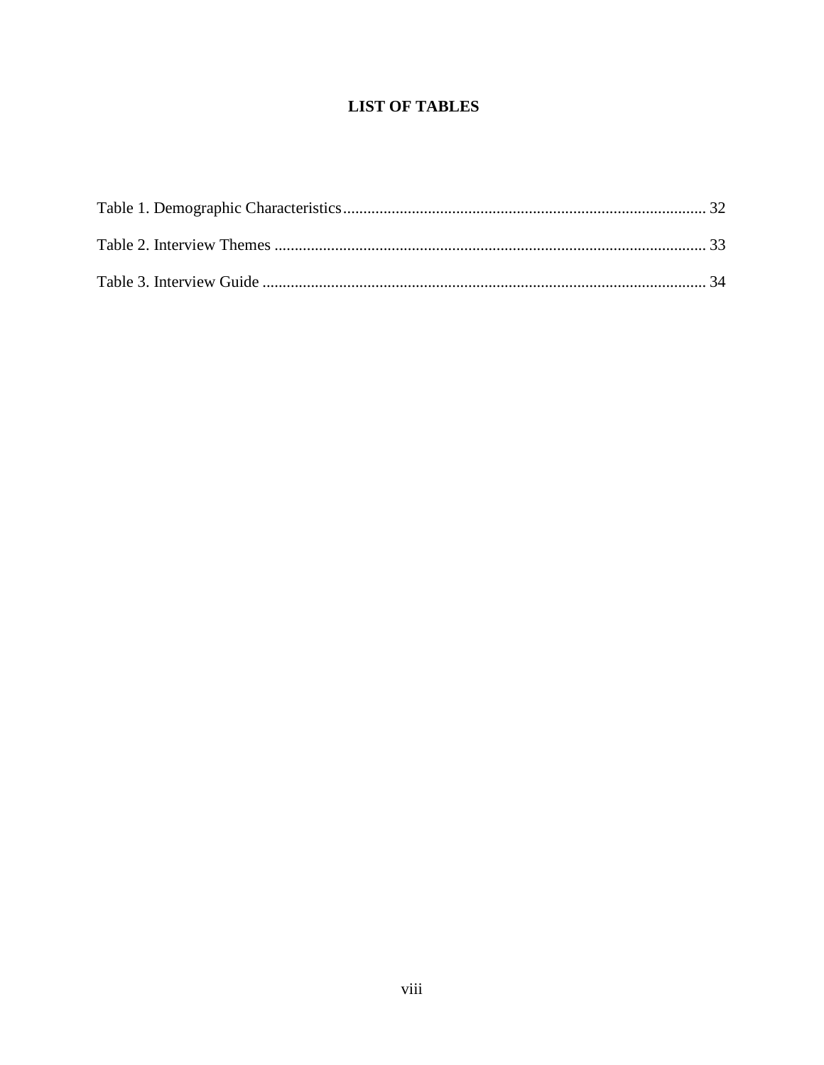# LIST OF TABLES

Table 1. Demographic Characteristics ........................................................................................ 32

Table 2. Interview Themes ......................................................................................................... 33

Table 3. Interview Guide ............................................................................................................ 34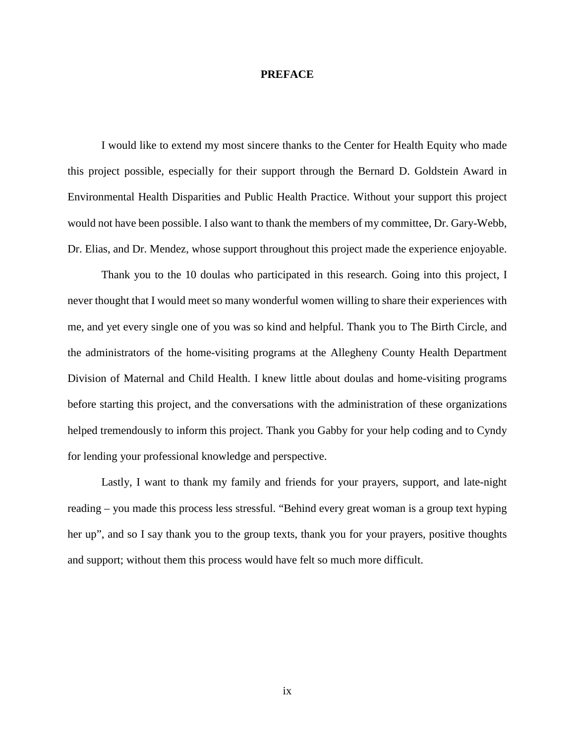# PREFACE

I would like to extend my most sincere thanks to the Center for Health Equity who made this project possible, especially for their support through the Bernard D. Goldstein Award in Environmental Health Disparities and Public Health Practice. Without your support this project would not have been possible. I also want to thank the members of my committee, Dr. Gary-Webb, Dr. Elias, and Dr. Mendez, whose support throughout this project made the experience enjoyable.

Thank you to the 10 doulas who participated in this research. Going into this project, I never thought that I would meet so many wonderful women willing to share their experiences with me, and yet every single one of you was so kind and helpful. Thank you to The Birth Circle, and the administrators of the home-visiting programs at the Allegheny County Health Department Division of Maternal and Child Health. I knew little about doulas and home-visiting programs before starting this project, and the conversations with the administration of these organizations helped tremendously to inform this project. Thank you Gabby for your help coding and to Cyndy for lending your professional knowledge and perspective.

Lastly, I want to thank my family and friends for your prayers, support, and late-night reading – you made this process less stressful. "Behind every great woman is a group text hyping her up", and so I say thank you to the group texts, thank you for your prayers, positive thoughts and support; without them this process would have felt so much more difficult.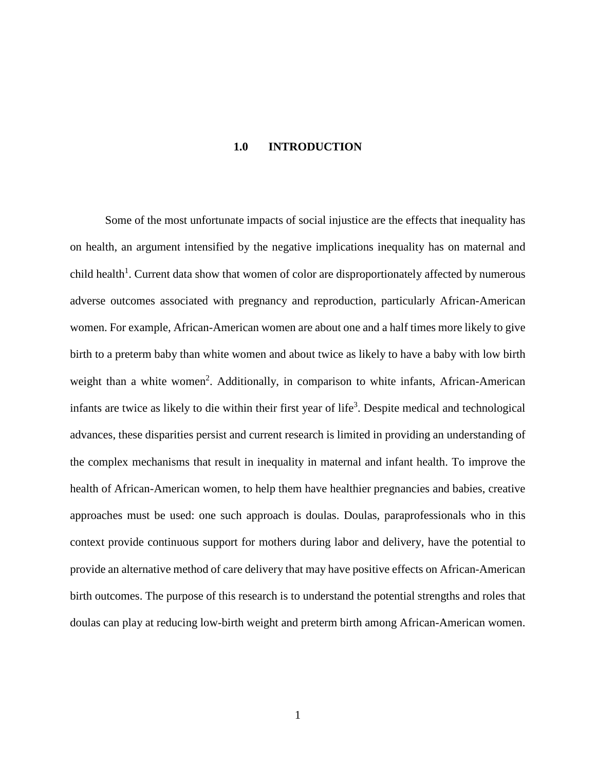# 1.0 INTRODUCTION

Some of the most unfortunate impacts of social injustice are the effects that inequality has on health, an argument intensified by the negative implications inequality has on maternal and child health[1]. Current data show that women of color are disproportionately affected by numerous adverse outcomes associated with pregnancy and reproduction, particularly African-American women. For example, African-American women are about one and a half times more likely to give birth to a preterm baby than white women and about twice as likely to have a baby with low birth weight than a white women[2]. Additionally, in comparison to white infants, African-American infants are twice as likely to die within their first year of life[3]. Despite medical and technological advances, these disparities persist and current research is limited in providing an understanding of the complex mechanisms that result in inequality in maternal and infant health. To improve the health of African-American women, to help them have healthier pregnancies and babies, creative approaches must be used: one such approach is doulas. Doulas, paraprofessionals who in this context provide continuous support for mothers during labor and delivery, have the potential to provide an alternative method of care delivery that may have positive effects on African-American birth outcomes. The purpose of this research is to understand the potential strengths and roles that doulas can play at reducing low-birth weight and preterm birth among African-American women.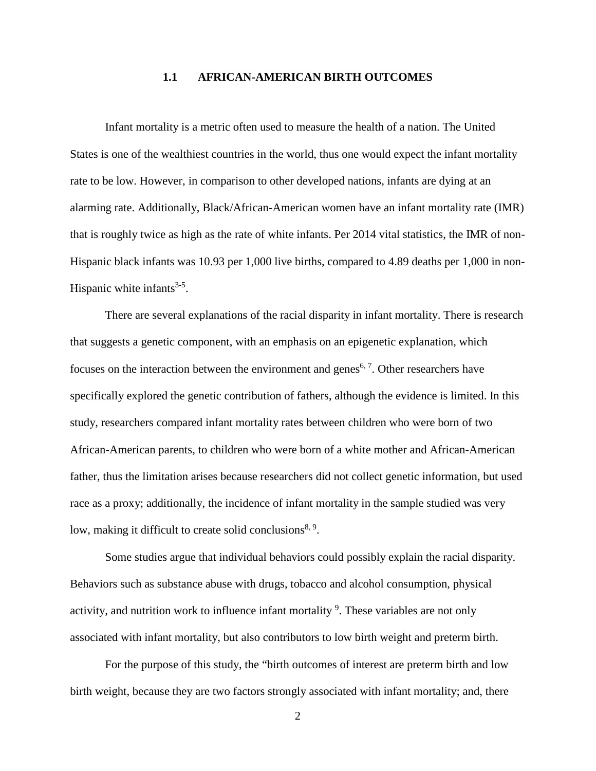## 1.1 AFRICAN-AMERICAN BIRTH OUTCOMES

Infant mortality is a metric often used to measure the health of a nation. The United States is one of the wealthiest countries in the world, thus one would expect the infant mortality rate to be low. However, in comparison to other developed nations, infants are dying at an alarming rate. Additionally, Black/African-American women have an infant mortality rate (IMR) that is roughly twice as high as the rate of white infants. Per 2014 vital statistics, the IMR of non-Hispanic black infants was 10.93 per 1,000 live births, compared to 4.89 deaths per 1,000 in non-Hispanic white infants[3-5].

There are several explanations of the racial disparity in infant mortality. There is research that suggests a genetic component, with an emphasis on an epigenetic explanation, which focuses on the interaction between the environment and genes[6, 7]. Other researchers have specifically explored the genetic contribution of fathers, although the evidence is limited. In this study, researchers compared infant mortality rates between children who were born of two African-American parents, to children who were born of a white mother and African-American father, thus the limitation arises because researchers did not collect genetic information, but used race as a proxy; additionally, the incidence of infant mortality in the sample studied was very low, making it difficult to create solid conclusions[8, 9].

Some studies argue that individual behaviors could possibly explain the racial disparity. Behaviors such as substance abuse with drugs, tobacco and alcohol consumption, physical activity, and nutrition work to influence infant mortality [9]. These variables are not only associated with infant mortality, but also contributors to low birth weight and preterm birth.

For the purpose of this study, the "birth outcomes of interest are preterm birth and low birth weight, because they are two factors strongly associated with infant mortality; and, there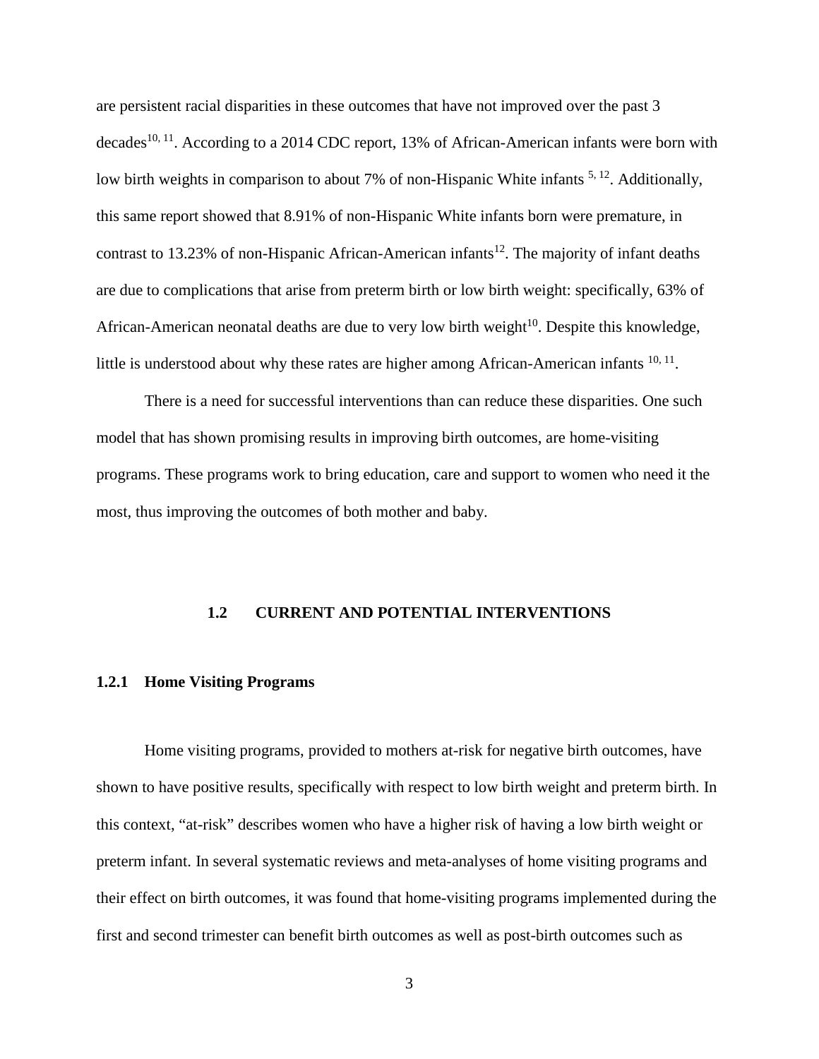are persistent racial disparities in these outcomes that have not improved over the past 3 decades[10, 11]. According to a 2014 CDC report, 13% of African-American infants were born with low birth weights in comparison to about 7% of non-Hispanic White infants [5, 12]. Additionally, this same report showed that 8.91% of non-Hispanic White infants born were premature, in contrast to 13.23% of non-Hispanic African-American infants[12]. The majority of infant deaths are due to complications that arise from preterm birth or low birth weight: specifically, 63% of African-American neonatal deaths are due to very low birth weight[10]. Despite this knowledge, little is understood about why these rates are higher among African-American infants [10, 11].

There is a need for successful interventions than can reduce these disparities. One such model that has shown promising results in improving birth outcomes, are home-visiting programs. These programs work to bring education, care and support to women who need it the most, thus improving the outcomes of both mother and baby.

## 1.2 CURRENT AND POTENTIAL INTERVENTIONS

### 1.2.1 Home Visiting Programs

Home visiting programs, provided to mothers at-risk for negative birth outcomes, have shown to have positive results, specifically with respect to low birth weight and preterm birth. In this context, "at-risk" describes women who have a higher risk of having a low birth weight or preterm infant. In several systematic reviews and meta-analyses of home visiting programs and their effect on birth outcomes, it was found that home-visiting programs implemented during the first and second trimester can benefit birth outcomes as well as post-birth outcomes such as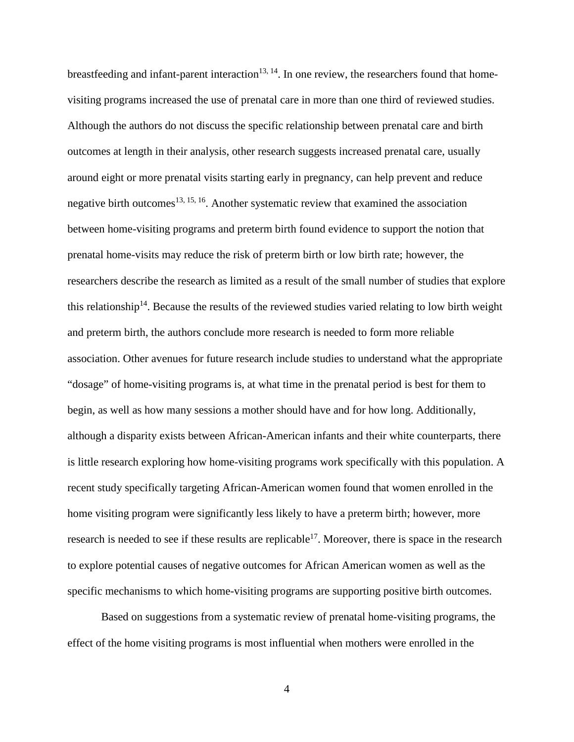breastfeeding and infant-parent interaction[13, 14]. In one review, the researchers found that home-visiting programs increased the use of prenatal care in more than one third of reviewed studies. Although the authors do not discuss the specific relationship between prenatal care and birth outcomes at length in their analysis, other research suggests increased prenatal care, usually around eight or more prenatal visits starting early in pregnancy, can help prevent and reduce negative birth outcomes[13, 15, 16]. Another systematic review that examined the association between home-visiting programs and preterm birth found evidence to support the notion that prenatal home-visits may reduce the risk of preterm birth or low birth rate; however, the researchers describe the research as limited as a result of the small number of studies that explore this relationship[14]. Because the results of the reviewed studies varied relating to low birth weight and preterm birth, the authors conclude more research is needed to form more reliable association. Other avenues for future research include studies to understand what the appropriate "dosage" of home-visiting programs is, at what time in the prenatal period is best for them to begin, as well as how many sessions a mother should have and for how long. Additionally, although a disparity exists between African-American infants and their white counterparts, there is little research exploring how home-visiting programs work specifically with this population. A recent study specifically targeting African-American women found that women enrolled in the home visiting program were significantly less likely to have a preterm birth; however, more research is needed to see if these results are replicable[17]. Moreover, there is space in the research to explore potential causes of negative outcomes for African American women as well as the specific mechanisms to which home-visiting programs are supporting positive birth outcomes.

Based on suggestions from a systematic review of prenatal home-visiting programs, the effect of the home visiting programs is most influential when mothers were enrolled in the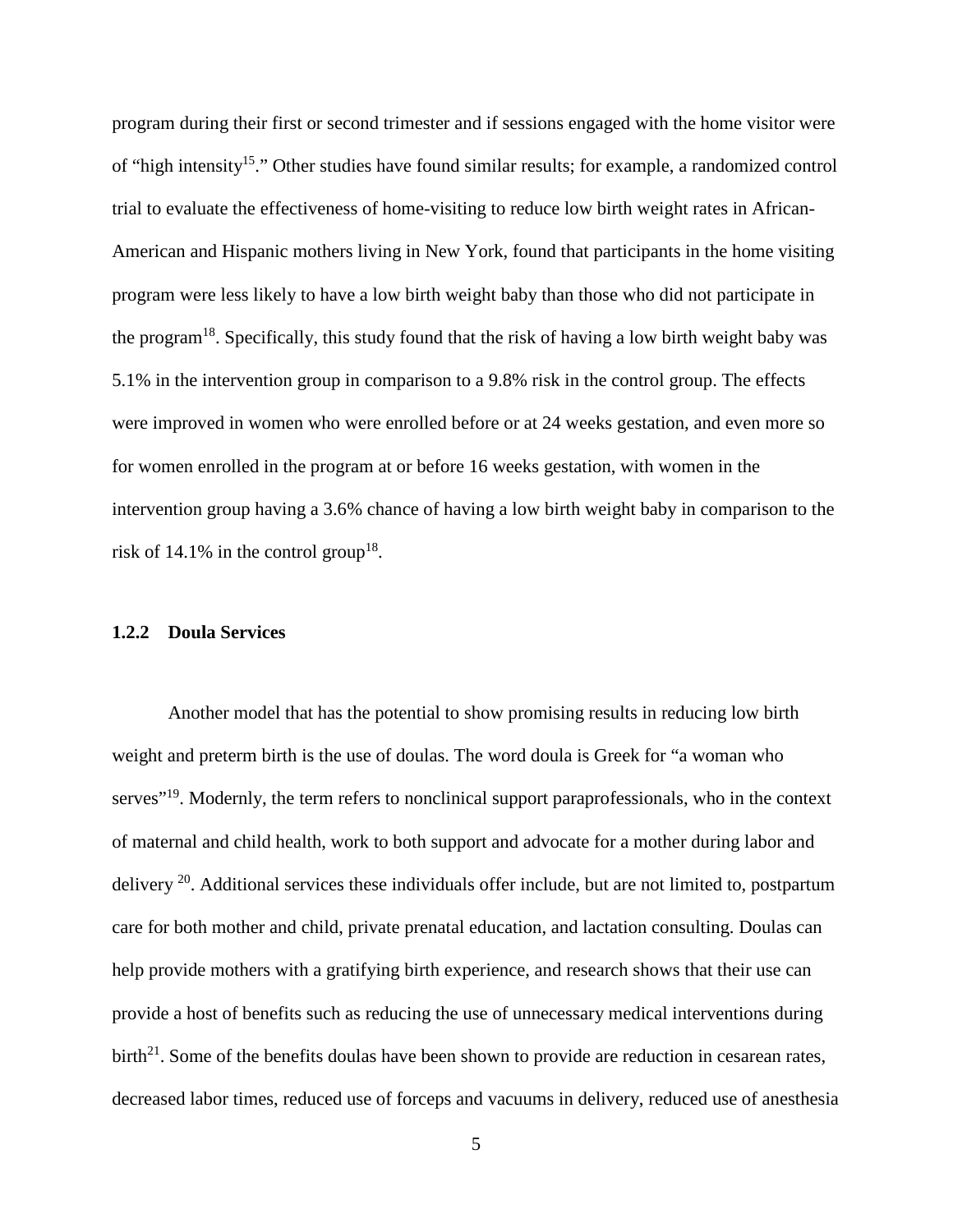program during their first or second trimester and if sessions engaged with the home visitor were of "high intensity[15]." Other studies have found similar results; for example, a randomized control trial to evaluate the effectiveness of home-visiting to reduce low birth weight rates in African-American and Hispanic mothers living in New York, found that participants in the home visiting program were less likely to have a low birth weight baby than those who did not participate in the program[18]. Specifically, this study found that the risk of having a low birth weight baby was 5.1% in the intervention group in comparison to a 9.8% risk in the control group. The effects were improved in women who were enrolled before or at 24 weeks gestation, and even more so for women enrolled in the program at or before 16 weeks gestation, with women in the intervention group having a 3.6% chance of having a low birth weight baby in comparison to the risk of 14.1% in the control group[18].

### 1.2.2 Doula Services

Another model that has the potential to show promising results in reducing low birth weight and preterm birth is the use of doulas. The word doula is Greek for "a woman who serves"[19]. Modernly, the term refers to nonclinical support paraprofessionals, who in the context of maternal and child health, work to both support and advocate for a mother during labor and delivery [20]. Additional services these individuals offer include, but are not limited to, postpartum care for both mother and child, private prenatal education, and lactation consulting. Doulas can help provide mothers with a gratifying birth experience, and research shows that their use can provide a host of benefits such as reducing the use of unnecessary medical interventions during birth[21]. Some of the benefits doulas have been shown to provide are reduction in cesarean rates, decreased labor times, reduced use of forceps and vacuums in delivery, reduced use of anesthesia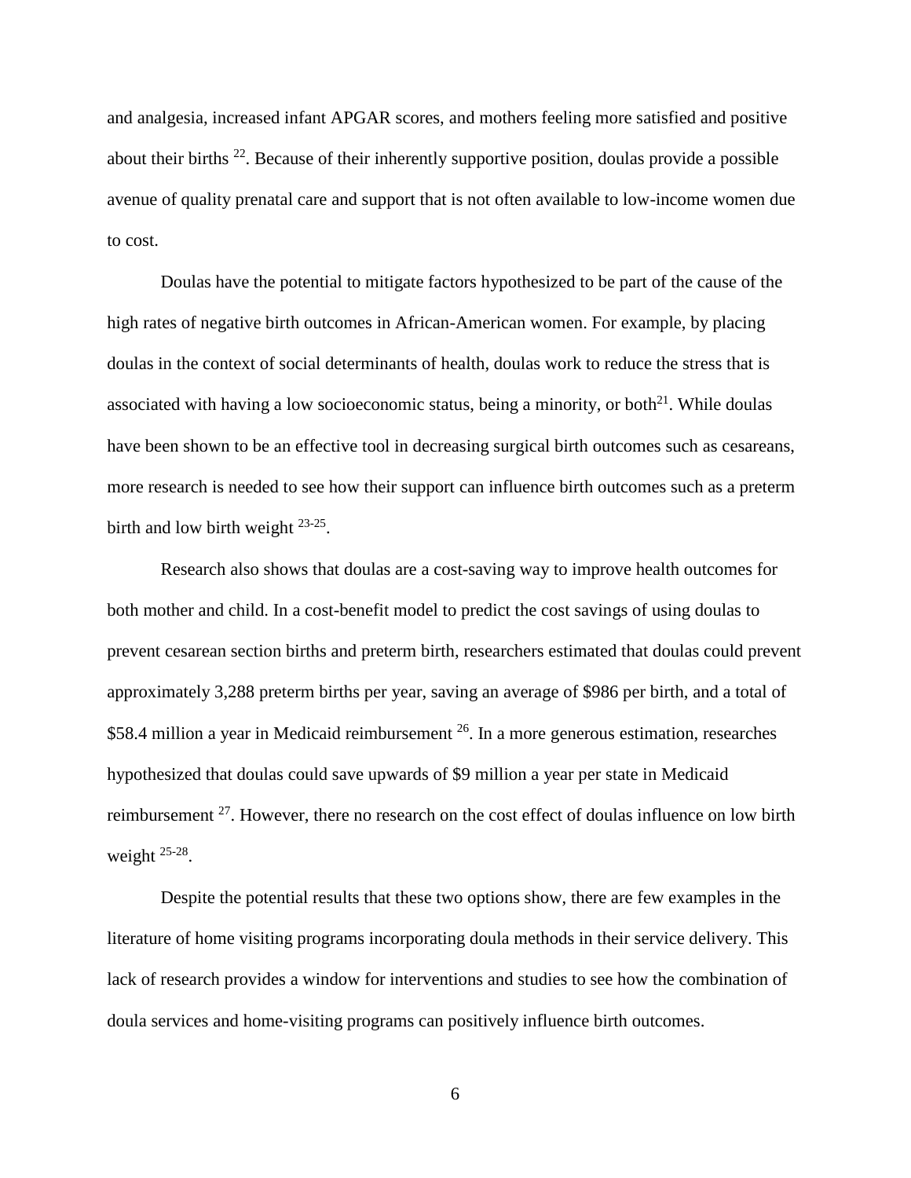and analgesia, increased infant APGAR scores, and mothers feeling more satisfied and positive about their births [22]. Because of their inherently supportive position, doulas provide a possible avenue of quality prenatal care and support that is not often available to low-income women due to cost.

Doulas have the potential to mitigate factors hypothesized to be part of the cause of the high rates of negative birth outcomes in African-American women. For example, by placing doulas in the context of social determinants of health, doulas work to reduce the stress that is associated with having a low socioeconomic status, being a minority, or both[21]. While doulas have been shown to be an effective tool in decreasing surgical birth outcomes such as cesareans, more research is needed to see how their support can influence birth outcomes such as a preterm birth and low birth weight [23-25].

Research also shows that doulas are a cost-saving way to improve health outcomes for both mother and child. In a cost-benefit model to predict the cost savings of using doulas to prevent cesarean section births and preterm birth, researchers estimated that doulas could prevent approximately 3,288 preterm births per year, saving an average of $986 per birth, and a total of $58.4 million a year in Medicaid reimbursement [26]. In a more generous estimation, researches hypothesized that doulas could save upwards of $9 million a year per state in Medicaid reimbursement [27]. However, there no research on the cost effect of doulas influence on low birth weight [25-28].

Despite the potential results that these two options show, there are few examples in the literature of home visiting programs incorporating doula methods in their service delivery. This lack of research provides a window for interventions and studies to see how the combination of doula services and home-visiting programs can positively influence birth outcomes.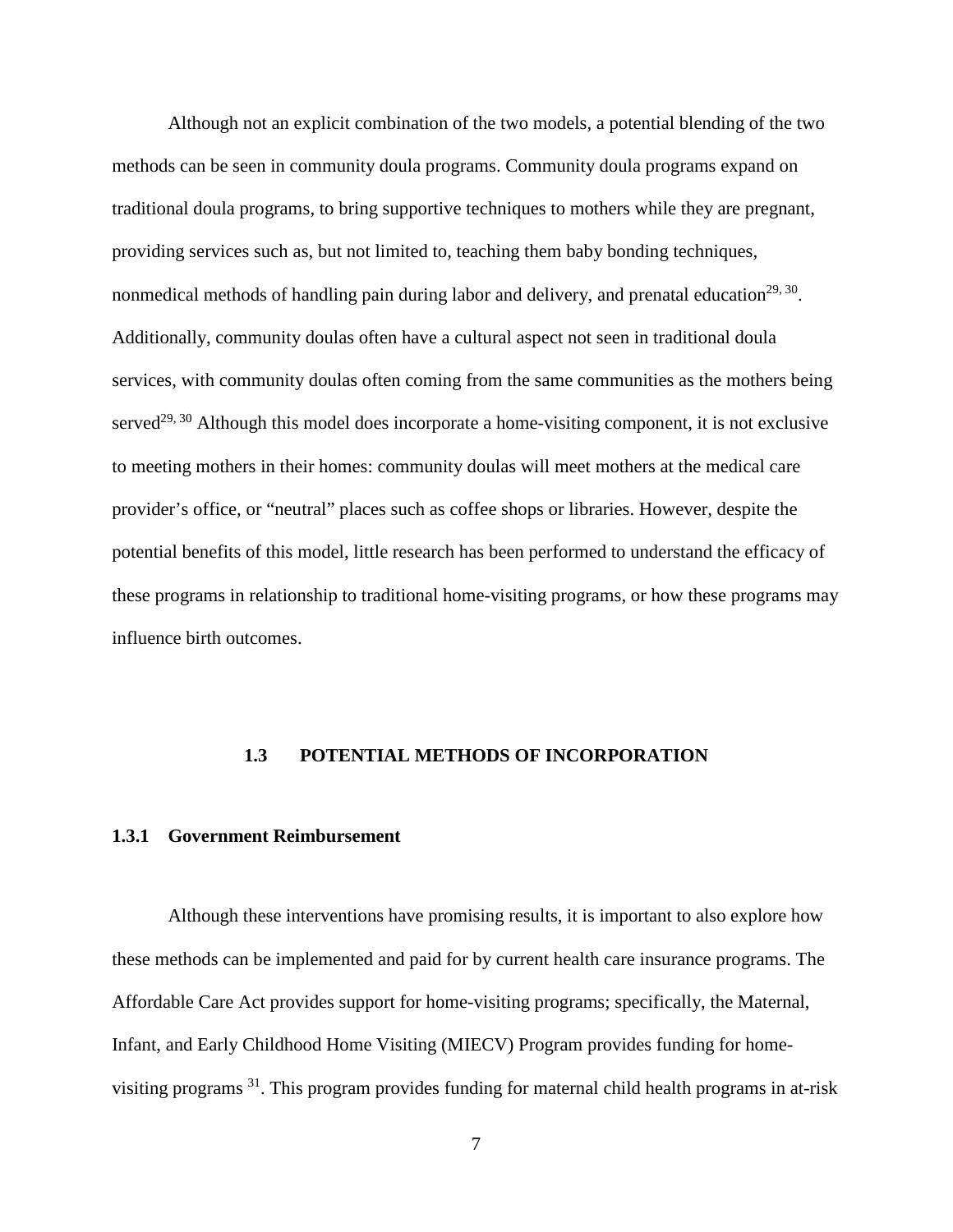Although not an explicit combination of the two models, a potential blending of the two methods can be seen in community doula programs. Community doula programs expand on traditional doula programs, to bring supportive techniques to mothers while they are pregnant, providing services such as, but not limited to, teaching them baby bonding techniques, nonmedical methods of handling pain during labor and delivery, and prenatal education[29, 30]. Additionally, community doulas often have a cultural aspect not seen in traditional doula services, with community doulas often coming from the same communities as the mothers being served[29, 30] Although this model does incorporate a home-visiting component, it is not exclusive to meeting mothers in their homes: community doulas will meet mothers at the medical care provider's office, or "neutral" places such as coffee shops or libraries. However, despite the potential benefits of this model, little research has been performed to understand the efficacy of these programs in relationship to traditional home-visiting programs, or how these programs may influence birth outcomes.

## 1.3 POTENTIAL METHODS OF INCORPORATION

### 1.3.1 Government Reimbursement

Although these interventions have promising results, it is important to also explore how these methods can be implemented and paid for by current health care insurance programs. The Affordable Care Act provides support for home-visiting programs; specifically, the Maternal, Infant, and Early Childhood Home Visiting (MIECV) Program provides funding for home-visiting programs [31]. This program provides funding for maternal child health programs in at-risk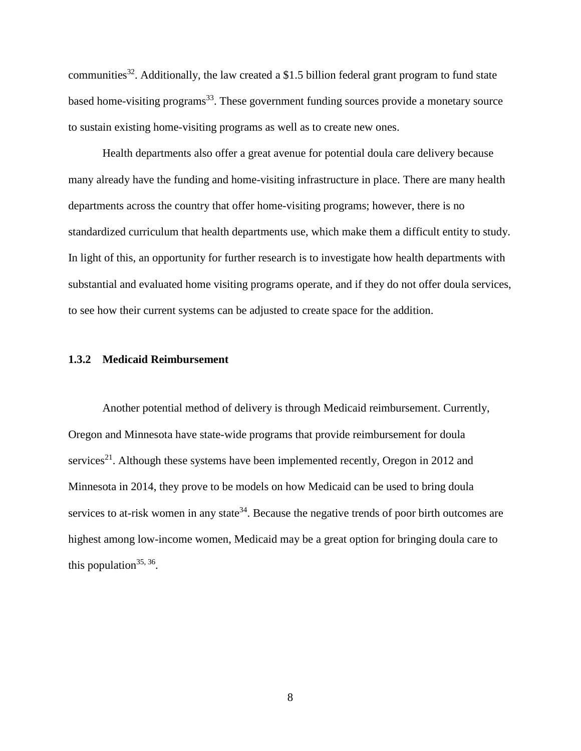communities[32]. Additionally, the law created a $1.5 billion federal grant program to fund state based home-visiting programs[33]. These government funding sources provide a monetary source to sustain existing home-visiting programs as well as to create new ones.

Health departments also offer a great avenue for potential doula care delivery because many already have the funding and home-visiting infrastructure in place. There are many health departments across the country that offer home-visiting programs; however, there is no standardized curriculum that health departments use, which make them a difficult entity to study. In light of this, an opportunity for further research is to investigate how health departments with substantial and evaluated home visiting programs operate, and if they do not offer doula services, to see how their current systems can be adjusted to create space for the addition.

### 1.3.2 Medicaid Reimbursement

Another potential method of delivery is through Medicaid reimbursement. Currently, Oregon and Minnesota have state-wide programs that provide reimbursement for doula services[21]. Although these systems have been implemented recently, Oregon in 2012 and Minnesota in 2014, they prove to be models on how Medicaid can be used to bring doula services to at-risk women in any state[34]. Because the negative trends of poor birth outcomes are highest among low-income women, Medicaid may be a great option for bringing doula care to this population[35, 36].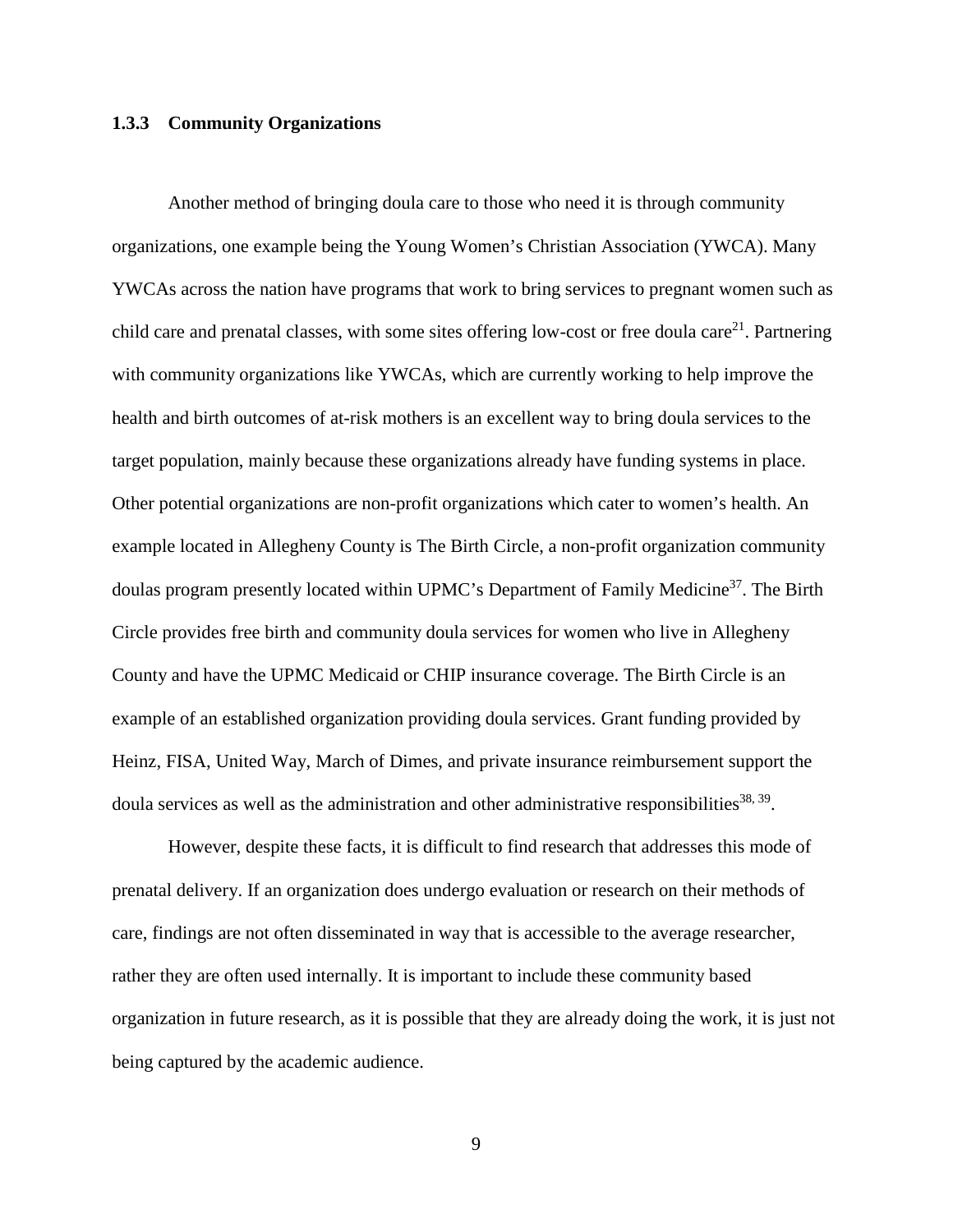### 1.3.3 Community Organizations

Another method of bringing doula care to those who need it is through community organizations, one example being the Young Women's Christian Association (YWCA). Many YWCAs across the nation have programs that work to bring services to pregnant women such as child care and prenatal classes, with some sites offering low-cost or free doula care[21]. Partnering with community organizations like YWCAs, which are currently working to help improve the health and birth outcomes of at-risk mothers is an excellent way to bring doula services to the target population, mainly because these organizations already have funding systems in place. Other potential organizations are non-profit organizations which cater to women's health. An example located in Allegheny County is The Birth Circle, a non-profit organization community doulas program presently located within UPMC's Department of Family Medicine[37]. The Birth Circle provides free birth and community doula services for women who live in Allegheny County and have the UPMC Medicaid or CHIP insurance coverage. The Birth Circle is an example of an established organization providing doula services. Grant funding provided by Heinz, FISA, United Way, March of Dimes, and private insurance reimbursement support the doula services as well as the administration and other administrative responsibilities[38, 39].

However, despite these facts, it is difficult to find research that addresses this mode of prenatal delivery. If an organization does undergo evaluation or research on their methods of care, findings are not often disseminated in way that is accessible to the average researcher, rather they are often used internally. It is important to include these community based organization in future research, as it is possible that they are already doing the work, it is just not being captured by the academic audience.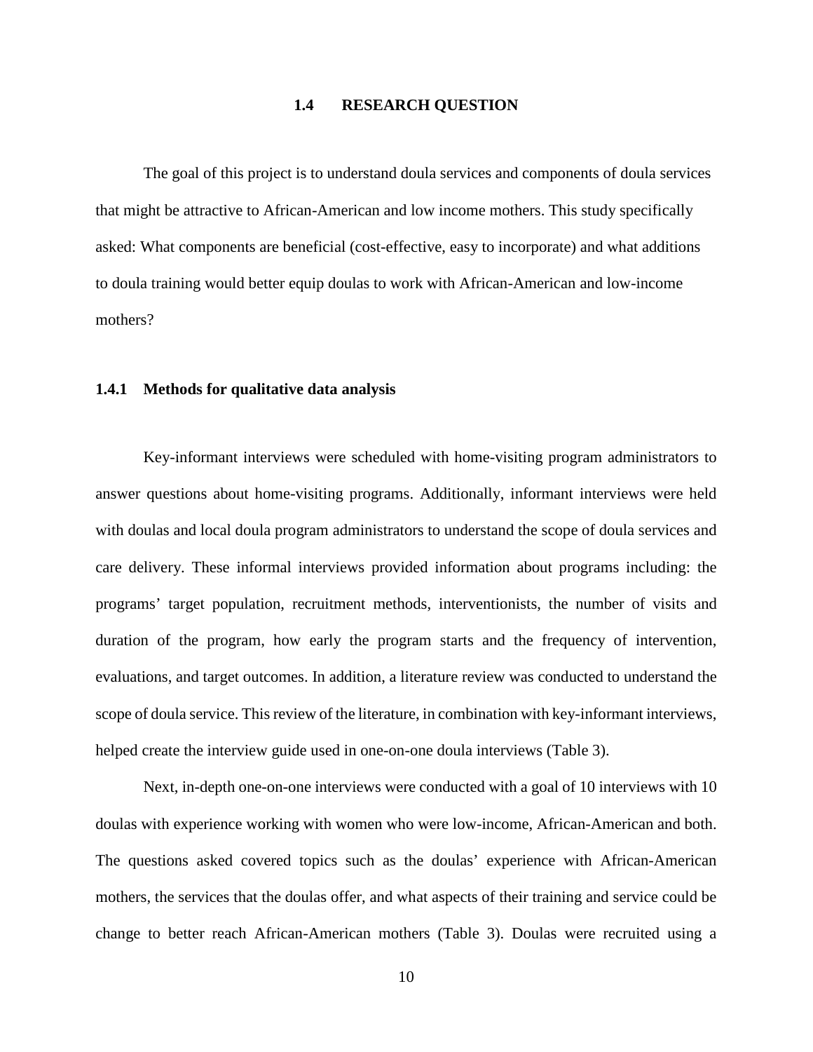## 1.4 RESEARCH QUESTION

The goal of this project is to understand doula services and components of doula services that might be attractive to African-American and low income mothers. This study specifically asked: What components are beneficial (cost-effective, easy to incorporate) and what additions to doula training would better equip doulas to work with African-American and low-income mothers?

### 1.4.1 Methods for qualitative data analysis

Key-informant interviews were scheduled with home-visiting program administrators to answer questions about home-visiting programs. Additionally, informant interviews were held with doulas and local doula program administrators to understand the scope of doula services and care delivery. These informal interviews provided information about programs including: the programs' target population, recruitment methods, interventionists, the number of visits and duration of the program, how early the program starts and the frequency of intervention, evaluations, and target outcomes. In addition, a literature review was conducted to understand the scope of doula service. This review of the literature, in combination with key-informant interviews, helped create the interview guide used in one-on-one doula interviews (Table 3).

Next, in-depth one-on-one interviews were conducted with a goal of 10 interviews with 10 doulas with experience working with women who were low-income, African-American and both. The questions asked covered topics such as the doulas' experience with African-American mothers, the services that the doulas offer, and what aspects of their training and service could be change to better reach African-American mothers (Table 3). Doulas were recruited using a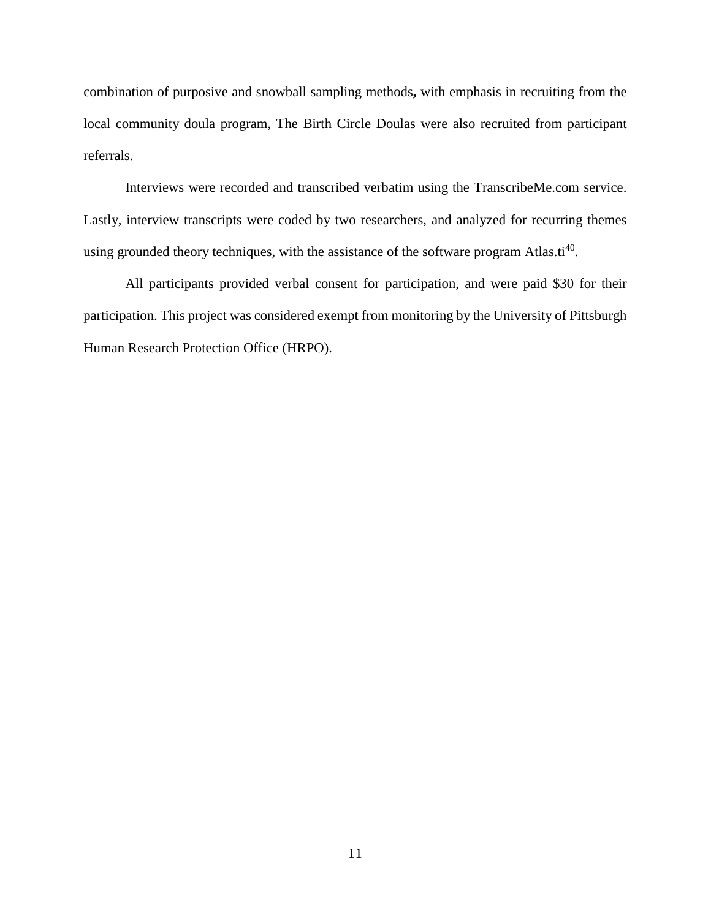combination of purposive and snowball sampling methods**,** with emphasis in recruiting from the local community doula program, The Birth Circle Doulas were also recruited from participant referrals.

Interviews were recorded and transcribed verbatim using the TranscribeMe.com service. Lastly, interview transcripts were coded by two researchers, and analyzed for recurring themes using grounded theory techniques, with the assistance of the software program Atlas.ti[40].

All participants provided verbal consent for participation, and were paid $30 for their participation. This project was considered exempt from monitoring by the University of Pittsburgh Human Research Protection Office (HRPO).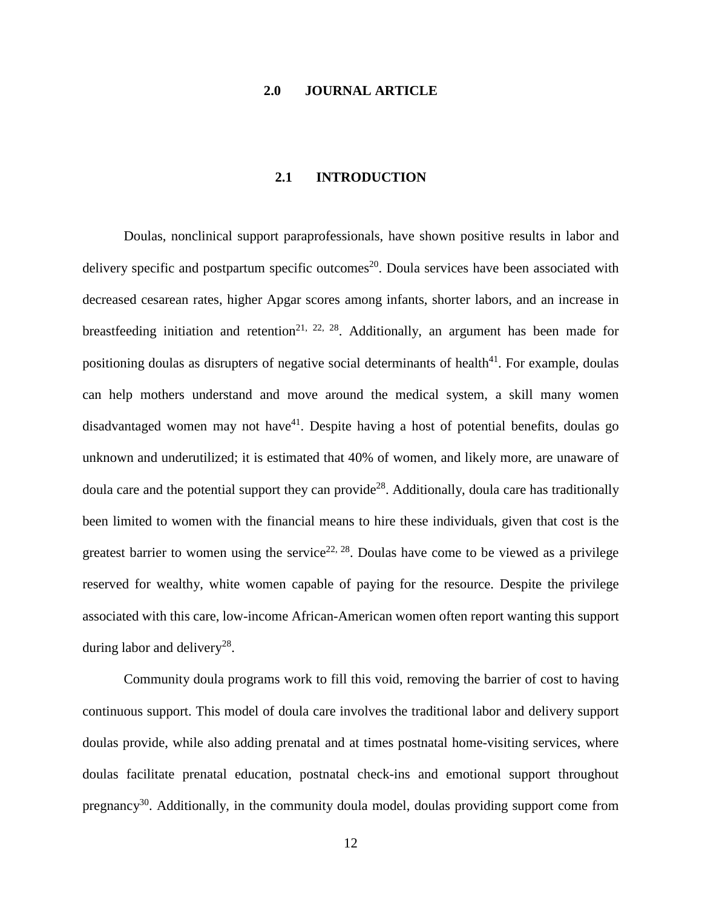# 2.0 JOURNAL ARTICLE

## 2.1 INTRODUCTION

Doulas, nonclinical support paraprofessionals, have shown positive results in labor and delivery specific and postpartum specific outcomes[20]. Doula services have been associated with decreased cesarean rates, higher Apgar scores among infants, shorter labors, and an increase in breastfeeding initiation and retention[21, 22, 28]. Additionally, an argument has been made for positioning doulas as disrupters of negative social determinants of health[41]. For example, doulas can help mothers understand and move around the medical system, a skill many women disadvantaged women may not have[41]. Despite having a host of potential benefits, doulas go unknown and underutilized; it is estimated that 40% of women, and likely more, are unaware of doula care and the potential support they can provide[28]. Additionally, doula care has traditionally been limited to women with the financial means to hire these individuals, given that cost is the greatest barrier to women using the service[22, 28]. Doulas have come to be viewed as a privilege reserved for wealthy, white women capable of paying for the resource. Despite the privilege associated with this care, low-income African-American women often report wanting this support during labor and delivery[28].

Community doula programs work to fill this void, removing the barrier of cost to having continuous support. This model of doula care involves the traditional labor and delivery support doulas provide, while also adding prenatal and at times postnatal home-visiting services, where doulas facilitate prenatal education, postnatal check-ins and emotional support throughout pregnancy[30]. Additionally, in the community doula model, doulas providing support come from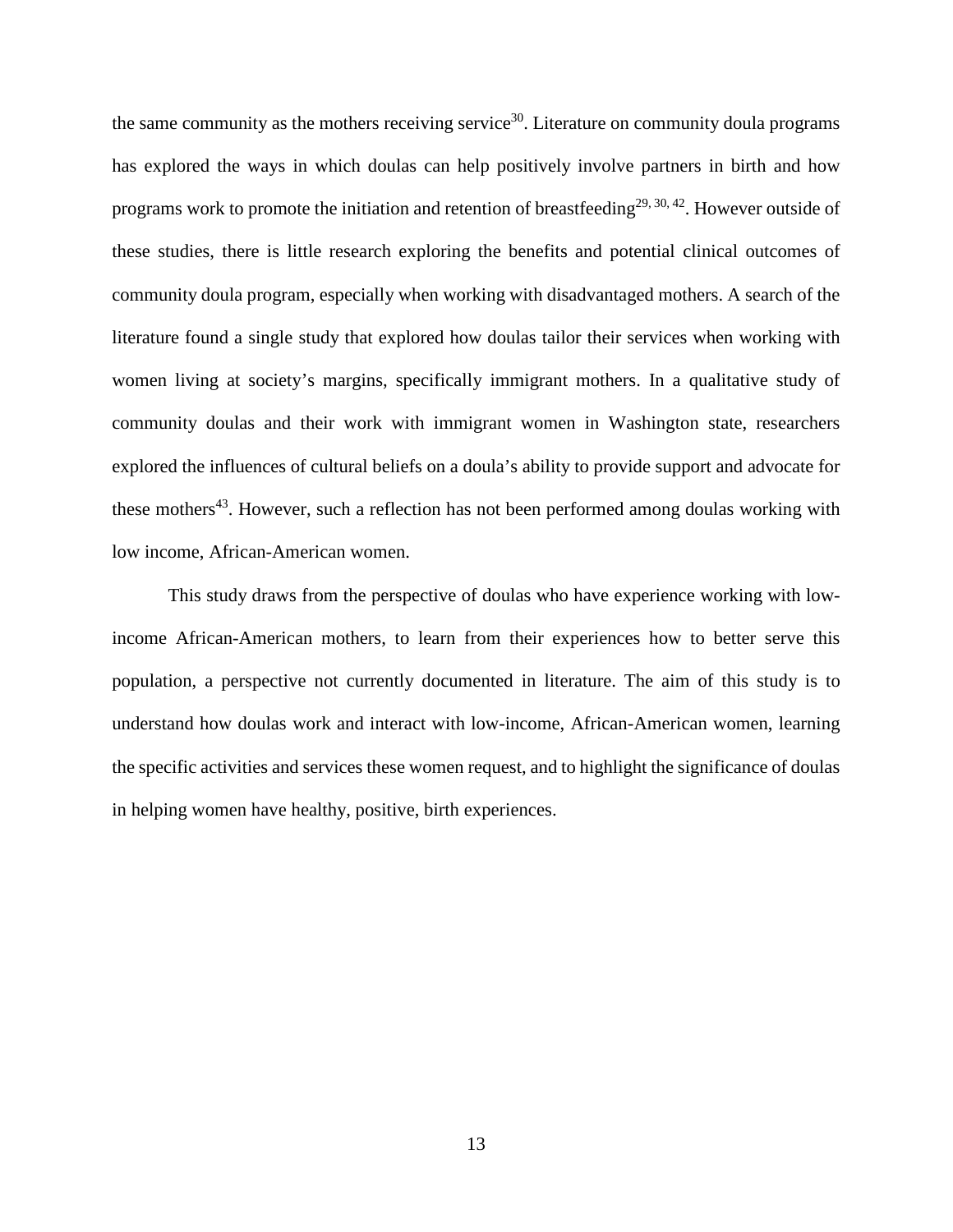the same community as the mothers receiving service[30]. Literature on community doula programs has explored the ways in which doulas can help positively involve partners in birth and how programs work to promote the initiation and retention of breastfeeding[29, 30, 42]. However outside of these studies, there is little research exploring the benefits and potential clinical outcomes of community doula program, especially when working with disadvantaged mothers. A search of the literature found a single study that explored how doulas tailor their services when working with women living at society's margins, specifically immigrant mothers. In a qualitative study of community doulas and their work with immigrant women in Washington state, researchers explored the influences of cultural beliefs on a doula's ability to provide support and advocate for these mothers[43]. However, such a reflection has not been performed among doulas working with low income, African-American women.

This study draws from the perspective of doulas who have experience working with low-income African-American mothers, to learn from their experiences how to better serve this population, a perspective not currently documented in literature. The aim of this study is to understand how doulas work and interact with low-income, African-American women, learning the specific activities and services these women request, and to highlight the significance of doulas in helping women have healthy, positive, birth experiences.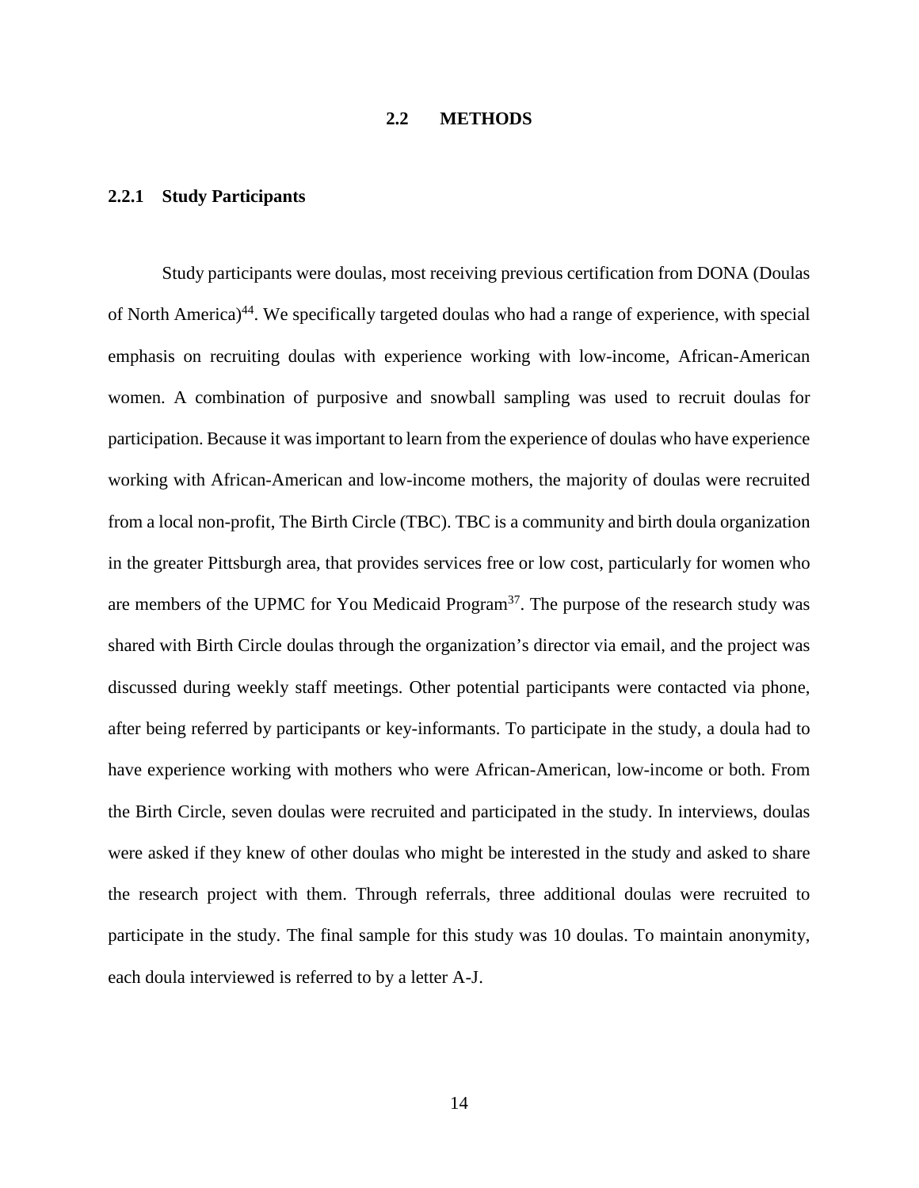## 2.2 METHODS

### 2.2.1 Study Participants

Study participants were doulas, most receiving previous certification from DONA (Doulas of North America)[44]. We specifically targeted doulas who had a range of experience, with special emphasis on recruiting doulas with experience working with low-income, African-American women. A combination of purposive and snowball sampling was used to recruit doulas for participation. Because it was important to learn from the experience of doulas who have experience working with African-American and low-income mothers, the majority of doulas were recruited from a local non-profit, The Birth Circle (TBC). TBC is a community and birth doula organization in the greater Pittsburgh area, that provides services free or low cost, particularly for women who are members of the UPMC for You Medicaid Program[37]. The purpose of the research study was shared with Birth Circle doulas through the organization's director via email, and the project was discussed during weekly staff meetings. Other potential participants were contacted via phone, after being referred by participants or key-informants. To participate in the study, a doula had to have experience working with mothers who were African-American, low-income or both. From the Birth Circle, seven doulas were recruited and participated in the study. In interviews, doulas were asked if they knew of other doulas who might be interested in the study and asked to share the research project with them. Through referrals, three additional doulas were recruited to participate in the study. The final sample for this study was 10 doulas. To maintain anonymity, each doula interviewed is referred to by a letter A-J.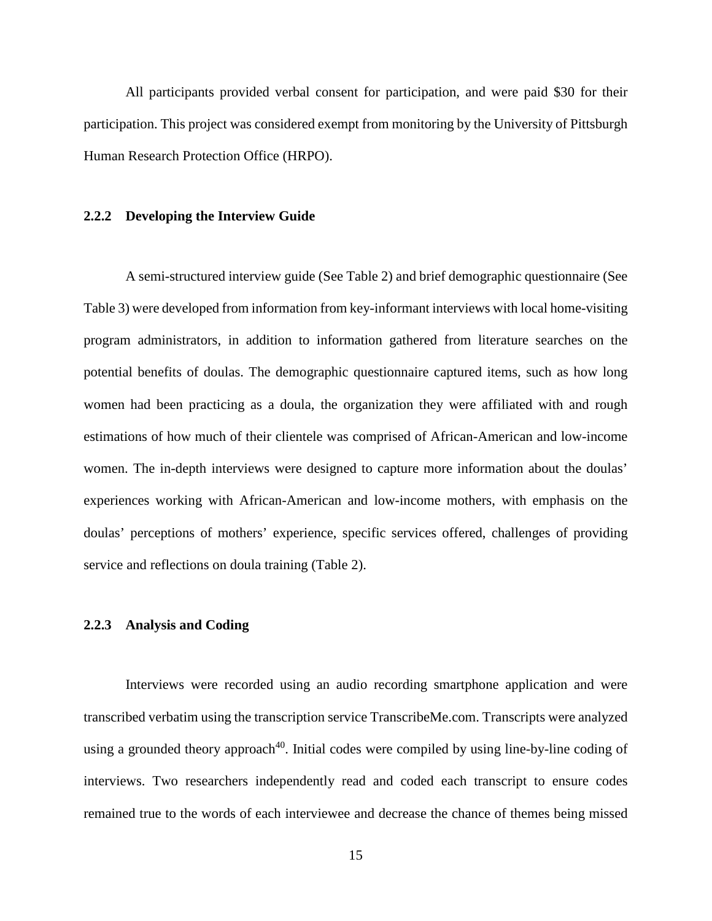All participants provided verbal consent for participation, and were paid $30 for their participation. This project was considered exempt from monitoring by the University of Pittsburgh Human Research Protection Office (HRPO).

### 2.2.2 Developing the Interview Guide

A semi-structured interview guide (See Table 2) and brief demographic questionnaire (See Table 3) were developed from information from key-informant interviews with local home-visiting program administrators, in addition to information gathered from literature searches on the potential benefits of doulas. The demographic questionnaire captured items, such as how long women had been practicing as a doula, the organization they were affiliated with and rough estimations of how much of their clientele was comprised of African-American and low-income women. The in-depth interviews were designed to capture more information about the doulas' experiences working with African-American and low-income mothers, with emphasis on the doulas' perceptions of mothers' experience, specific services offered, challenges of providing service and reflections on doula training (Table 2).

### 2.2.3 Analysis and Coding

Interviews were recorded using an audio recording smartphone application and were transcribed verbatim using the transcription service TranscribeMe.com. Transcripts were analyzed using a grounded theory approach[40]. Initial codes were compiled by using line-by-line coding of interviews. Two researchers independently read and coded each transcript to ensure codes remained true to the words of each interviewee and decrease the chance of themes being missed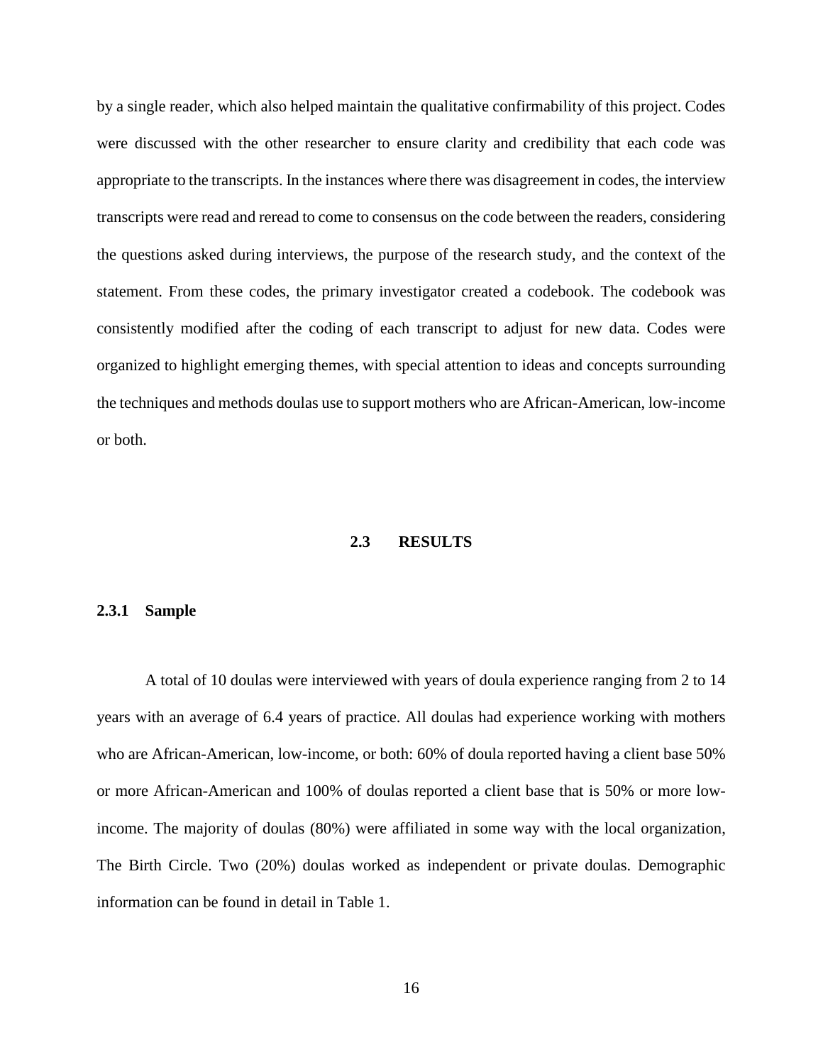by a single reader, which also helped maintain the qualitative confirmability of this project. Codes were discussed with the other researcher to ensure clarity and credibility that each code was appropriate to the transcripts. In the instances where there was disagreement in codes, the interview transcripts were read and reread to come to consensus on the code between the readers, considering the questions asked during interviews, the purpose of the research study, and the context of the statement. From these codes, the primary investigator created a codebook. The codebook was consistently modified after the coding of each transcript to adjust for new data. Codes were organized to highlight emerging themes, with special attention to ideas and concepts surrounding the techniques and methods doulas use to support mothers who are African-American, low-income or both.

## 2.3 RESULTS

### 2.3.1 Sample

A total of 10 doulas were interviewed with years of doula experience ranging from 2 to 14 years with an average of 6.4 years of practice. All doulas had experience working with mothers who are African-American, low-income, or both: 60% of doula reported having a client base 50% or more African-American and 100% of doulas reported a client base that is 50% or more low-income. The majority of doulas (80%) were affiliated in some way with the local organization, The Birth Circle. Two (20%) doulas worked as independent or private doulas. Demographic information can be found in detail in Table 1.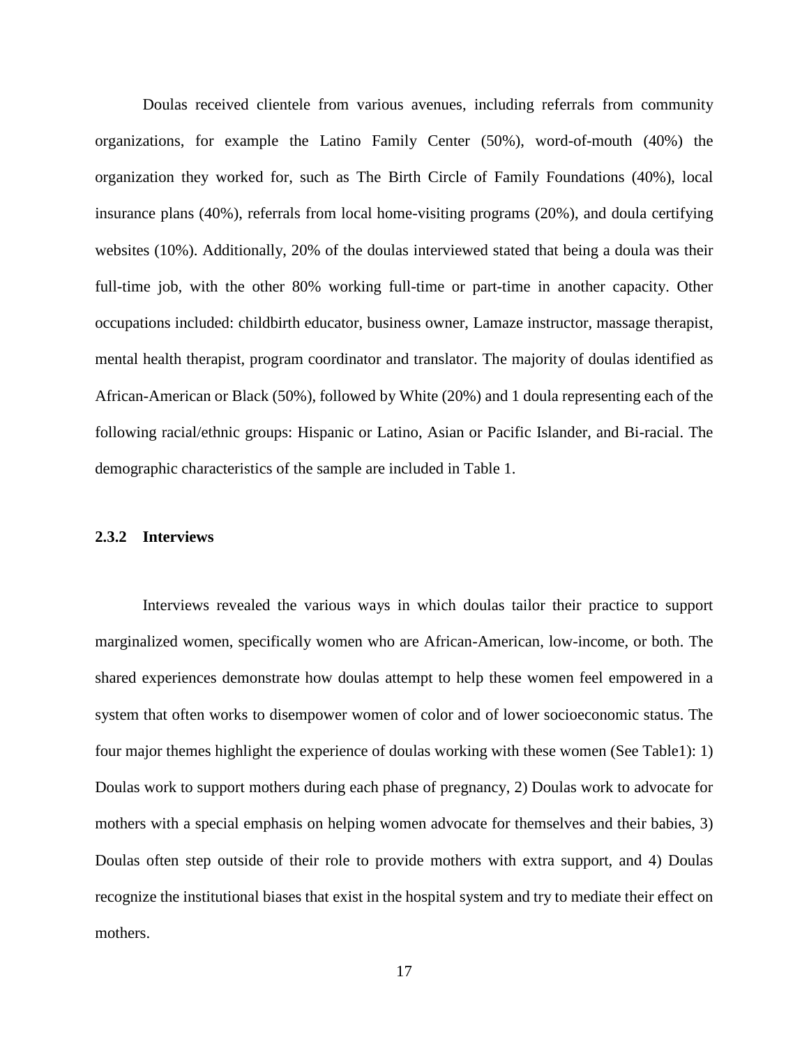Doulas received clientele from various avenues, including referrals from community organizations, for example the Latino Family Center (50%), word-of-mouth (40%) the organization they worked for, such as The Birth Circle of Family Foundations (40%), local insurance plans (40%), referrals from local home-visiting programs (20%), and doula certifying websites (10%). Additionally, 20% of the doulas interviewed stated that being a doula was their full-time job, with the other 80% working full-time or part-time in another capacity. Other occupations included: childbirth educator, business owner, Lamaze instructor, massage therapist, mental health therapist, program coordinator and translator. The majority of doulas identified as African-American or Black (50%), followed by White (20%) and 1 doula representing each of the following racial/ethnic groups: Hispanic or Latino, Asian or Pacific Islander, and Bi-racial. The demographic characteristics of the sample are included in Table 1.

### 2.3.2 Interviews

Interviews revealed the various ways in which doulas tailor their practice to support marginalized women, specifically women who are African-American, low-income, or both. The shared experiences demonstrate how doulas attempt to help these women feel empowered in a system that often works to disempower women of color and of lower socioeconomic status. The four major themes highlight the experience of doulas working with these women (See Table1): 1) Doulas work to support mothers during each phase of pregnancy, 2) Doulas work to advocate for mothers with a special emphasis on helping women advocate for themselves and their babies, 3) Doulas often step outside of their role to provide mothers with extra support, and 4) Doulas recognize the institutional biases that exist in the hospital system and try to mediate their effect on mothers.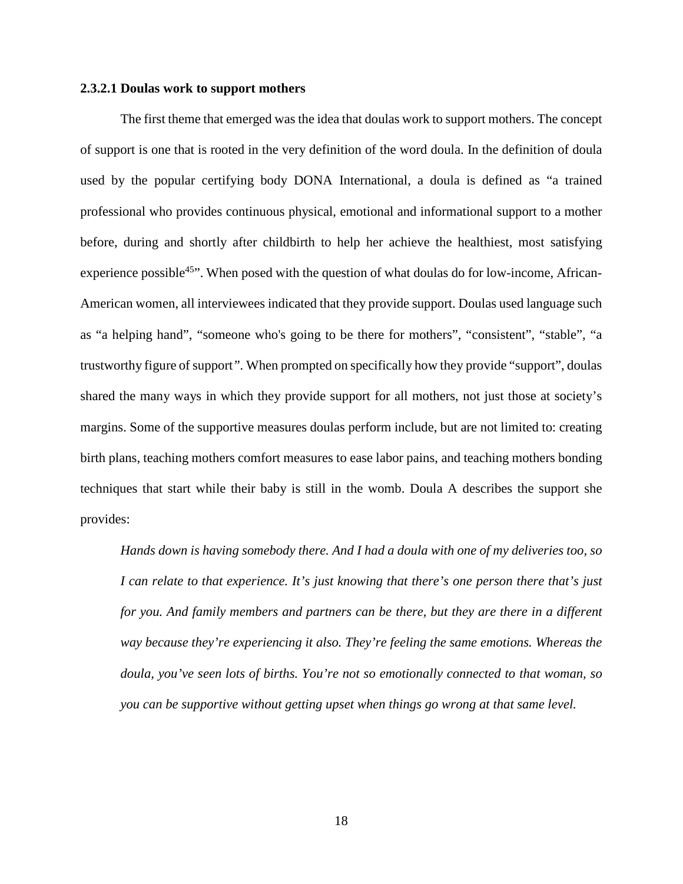#### 2.3.2.1 Doulas work to support mothers

The first theme that emerged was the idea that doulas work to support mothers. The concept of support is one that is rooted in the very definition of the word doula. In the definition of doula used by the popular certifying body DONA International, a doula is defined as "a trained professional who provides continuous physical, emotional and informational support to a mother before, during and shortly after childbirth to help her achieve the healthiest, most satisfying experience possible[45]". When posed with the question of what doulas do for low-income, African-American women, all interviewees indicated that they provide support. Doulas used language such as "a helping hand", "someone who's going to be there for mothers", "consistent", "stable", "a trustworthy figure of support". When prompted on specifically how they provide "support", doulas shared the many ways in which they provide support for all mothers, not just those at society's margins. Some of the supportive measures doulas perform include, but are not limited to: creating birth plans, teaching mothers comfort measures to ease labor pains, and teaching mothers bonding techniques that start while their baby is still in the womb. Doula A describes the support she provides:

> *Hands down is having somebody there. And I had a doula with one of my deliveries too, so I can relate to that experience. It's just knowing that there's one person there that's just for you. And family members and partners can be there, but they are there in a different way because they're experiencing it also. They're feeling the same emotions. Whereas the doula, you've seen lots of births. You're not so emotionally connected to that woman, so you can be supportive without getting upset when things go wrong at that same level.*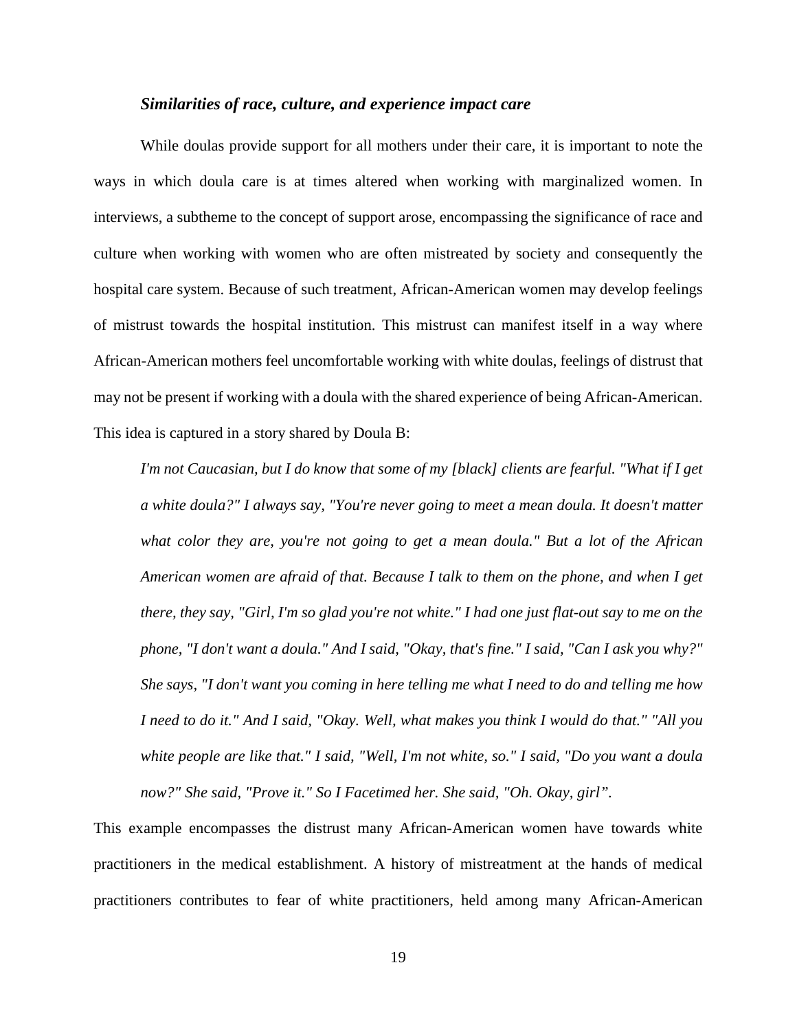### *Similarities of race, culture, and experience impact care*

While doulas provide support for all mothers under their care, it is important to note the ways in which doula care is at times altered when working with marginalized women. In interviews, a subtheme to the concept of support arose, encompassing the significance of race and culture when working with women who are often mistreated by society and consequently the hospital care system. Because of such treatment, African-American women may develop feelings of mistrust towards the hospital institution. This mistrust can manifest itself in a way where African-American mothers feel uncomfortable working with white doulas, feelings of distrust that may not be present if working with a doula with the shared experience of being African-American. This idea is captured in a story shared by Doula B:

> *I'm not Caucasian, but I do know that some of my [black] clients are fearful. "What if I get a white doula?" I always say, "You're never going to meet a mean doula. It doesn't matter what color they are, you're not going to get a mean doula." But a lot of the African American women are afraid of that. Because I talk to them on the phone, and when I get there, they say, "Girl, I'm so glad you're not white." I had one just flat-out say to me on the phone, "I don't want a doula." And I said, "Okay, that's fine." I said, "Can I ask you why?" She says, "I don't want you coming in here telling me what I need to do and telling me how I need to do it." And I said, "Okay. Well, what makes you think I would do that." "All you white people are like that." I said, "Well, I'm not white, so." I said, "Do you want a doula now?" She said, "Prove it." So I Facetimed her. She said, "Oh. Okay, girl".*

This example encompasses the distrust many African-American women have towards white practitioners in the medical establishment. A history of mistreatment at the hands of medical practitioners contributes to fear of white practitioners, held among many African-American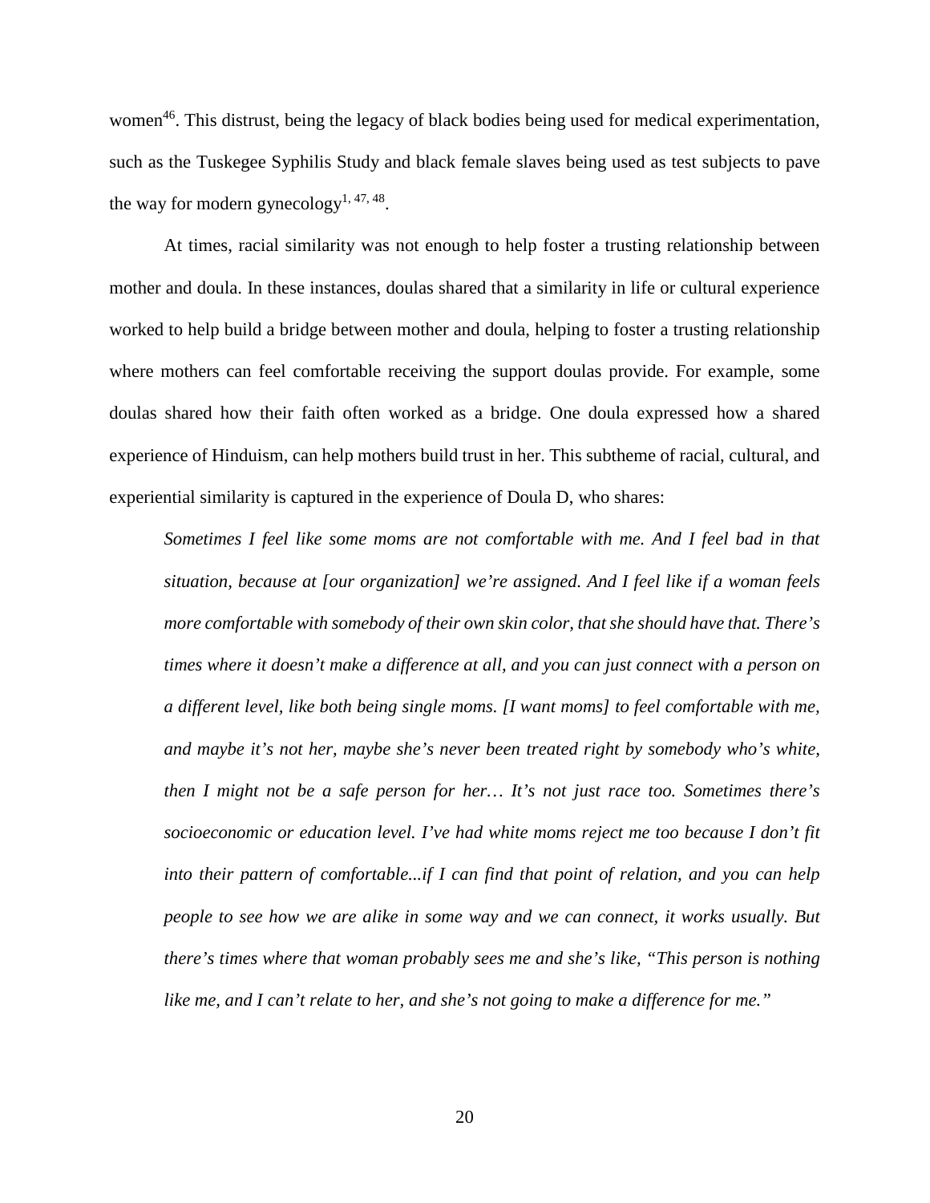women[46]. This distrust, being the legacy of black bodies being used for medical experimentation, such as the Tuskegee Syphilis Study and black female slaves being used as test subjects to pave the way for modern gynecology[1, 47, 48].

At times, racial similarity was not enough to help foster a trusting relationship between mother and doula. In these instances, doulas shared that a similarity in life or cultural experience worked to help build a bridge between mother and doula, helping to foster a trusting relationship where mothers can feel comfortable receiving the support doulas provide. For example, some doulas shared how their faith often worked as a bridge. One doula expressed how a shared experience of Hinduism, can help mothers build trust in her. This subtheme of racial, cultural, and experiential similarity is captured in the experience of Doula D, who shares:

> *Sometimes I feel like some moms are not comfortable with me. And I feel bad in that situation, because at [our organization] we're assigned. And I feel like if a woman feels more comfortable with somebody of their own skin color, that she should have that. There's times where it doesn't make a difference at all, and you can just connect with a person on a different level, like both being single moms. [I want moms] to feel comfortable with me, and maybe it's not her, maybe she's never been treated right by somebody who's white, then I might not be a safe person for her… It's not just race too. Sometimes there's socioeconomic or education level. I've had white moms reject me too because I don't fit into their pattern of comfortable...if I can find that point of relation, and you can help people to see how we are alike in some way and we can connect, it works usually. But there's times where that woman probably sees me and she's like, "This person is nothing like me, and I can't relate to her, and she's not going to make a difference for me."*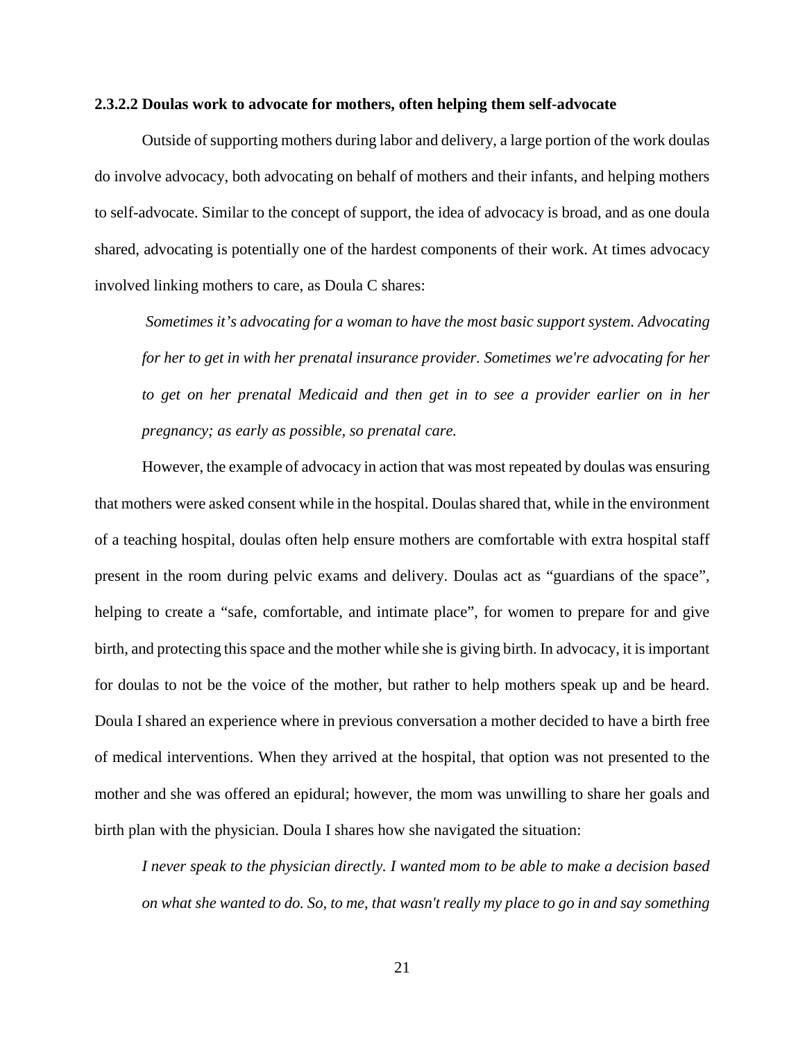#### 2.3.2.2 Doulas work to advocate for mothers, often helping them self-advocate

Outside of supporting mothers during labor and delivery, a large portion of the work doulas do involve advocacy, both advocating on behalf of mothers and their infants, and helping mothers to self-advocate. Similar to the concept of support, the idea of advocacy is broad, and as one doula shared, advocating is potentially one of the hardest components of their work. At times advocacy involved linking mothers to care, as Doula C shares:

> *Sometimes it's advocating for a woman to have the most basic support system. Advocating for her to get in with her prenatal insurance provider. Sometimes we're advocating for her to get on her prenatal Medicaid and then get in to see a provider earlier on in her pregnancy; as early as possible, so prenatal care.*

However, the example of advocacy in action that was most repeated by doulas was ensuring that mothers were asked consent while in the hospital. Doulas shared that, while in the environment of a teaching hospital, doulas often help ensure mothers are comfortable with extra hospital staff present in the room during pelvic exams and delivery. Doulas act as "guardians of the space", helping to create a "safe, comfortable, and intimate place", for women to prepare for and give birth, and protecting this space and the mother while she is giving birth. In advocacy, it is important for doulas to not be the voice of the mother, but rather to help mothers speak up and be heard. Doula I shared an experience where in previous conversation a mother decided to have a birth free of medical interventions. When they arrived at the hospital, that option was not presented to the mother and she was offered an epidural; however, the mom was unwilling to share her goals and birth plan with the physician. Doula I shares how she navigated the situation:

> *I never speak to the physician directly. I wanted mom to be able to make a decision based on what she wanted to do. So, to me, that wasn't really my place to go in and say something*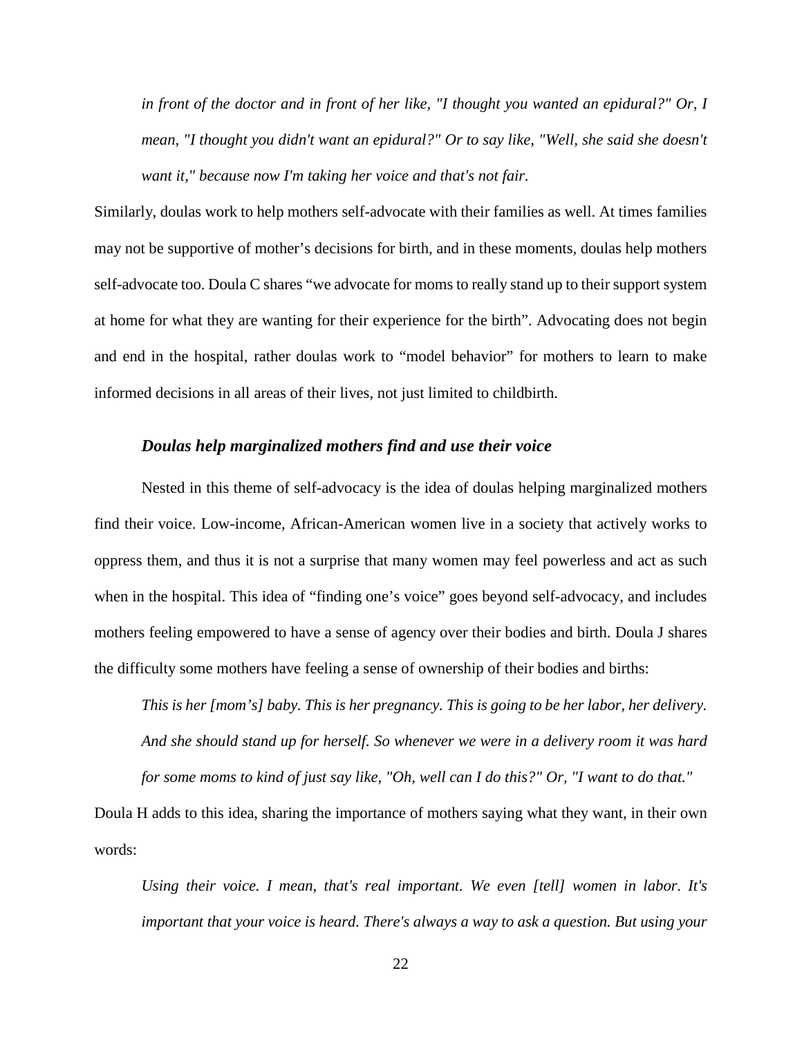*in front of the doctor and in front of her like, "I thought you wanted an epidural?" Or, I mean, "I thought you didn't want an epidural?" Or to say like, "Well, she said she doesn't want it," because now I'm taking her voice and that's not fair.*

Similarly, doulas work to help mothers self-advocate with their families as well. At times families may not be supportive of mother's decisions for birth, and in these moments, doulas help mothers self-advocate too. Doula C shares "we advocate for moms to really stand up to their support system at home for what they are wanting for their experience for the birth". Advocating does not begin and end in the hospital, rather doulas work to "model behavior" for mothers to learn to make informed decisions in all areas of their lives, not just limited to childbirth.

### *Doulas help marginalized mothers find and use their voice*

Nested in this theme of self-advocacy is the idea of doulas helping marginalized mothers find their voice. Low-income, African-American women live in a society that actively works to oppress them, and thus it is not a surprise that many women may feel powerless and act as such when in the hospital. This idea of "finding one's voice" goes beyond self-advocacy, and includes mothers feeling empowered to have a sense of agency over their bodies and birth. Doula J shares the difficulty some mothers have feeling a sense of ownership of their bodies and births:

*This is her [mom's] baby. This is her pregnancy. This is going to be her labor, her delivery. And she should stand up for herself. So whenever we were in a delivery room it was hard for some moms to kind of just say like, "Oh, well can I do this?" Or, "I want to do that."*

Doula H adds to this idea, sharing the importance of mothers saying what they want, in their own words:

*Using their voice. I mean, that's real important. We even [tell] women in labor. It's important that your voice is heard. There's always a way to ask a question. But using your*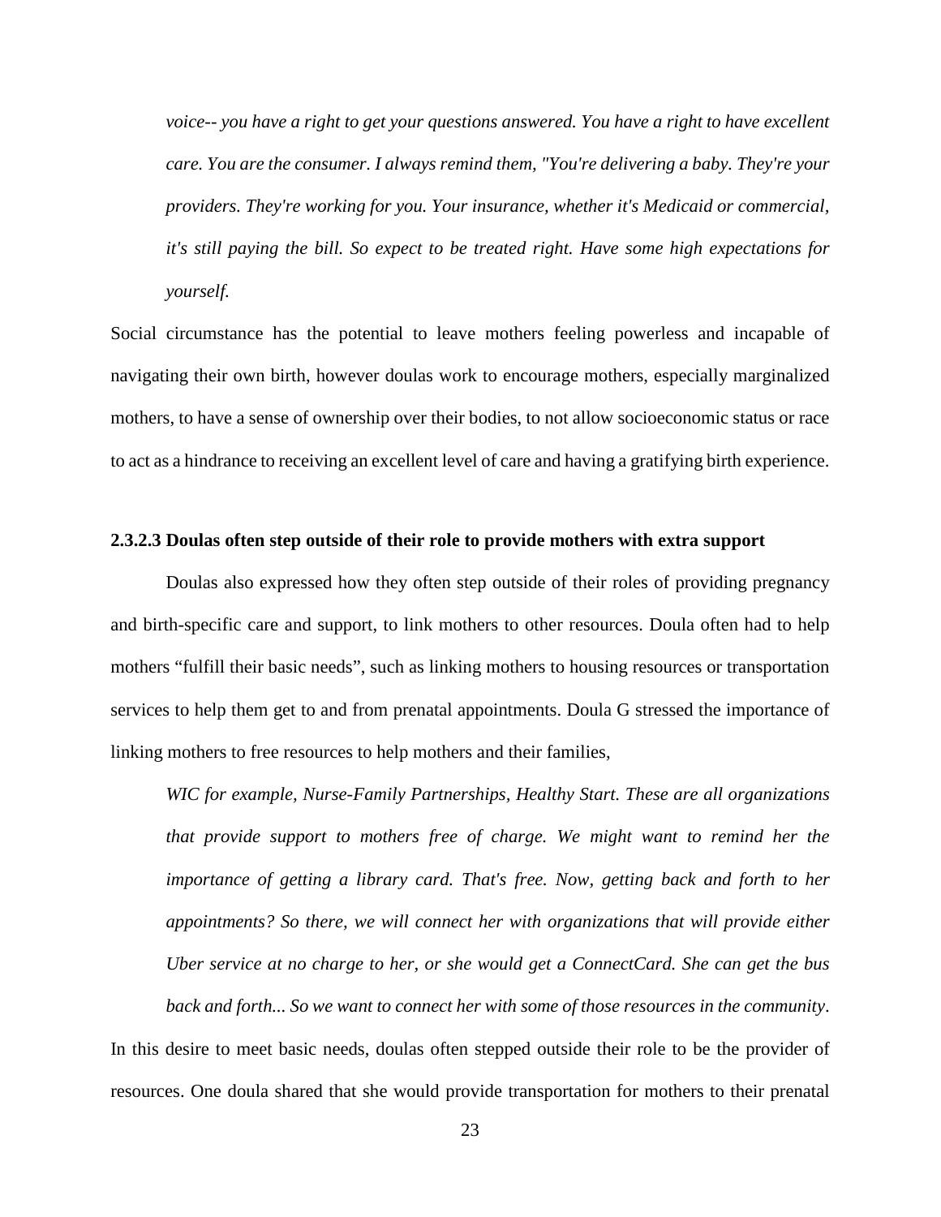> *voice-- you have a right to get your questions answered. You have a right to have excellent care. You are the consumer. I always remind them, "You're delivering a baby. They're your providers. They're working for you. Your insurance, whether it's Medicaid or commercial, it's still paying the bill. So expect to be treated right. Have some high expectations for yourself.*

Social circumstance has the potential to leave mothers feeling powerless and incapable of navigating their own birth, however doulas work to encourage mothers, especially marginalized mothers, to have a sense of ownership over their bodies, to not allow socioeconomic status or race to act as a hindrance to receiving an excellent level of care and having a gratifying birth experience.

#### 2.3.2.3 Doulas often step outside of their role to provide mothers with extra support

Doulas also expressed how they often step outside of their roles of providing pregnancy and birth-specific care and support, to link mothers to other resources. Doula often had to help mothers "fulfill their basic needs", such as linking mothers to housing resources or transportation services to help them get to and from prenatal appointments. Doula G stressed the importance of linking mothers to free resources to help mothers and their families,

> *WIC for example, Nurse-Family Partnerships, Healthy Start. These are all organizations that provide support to mothers free of charge. We might want to remind her the importance of getting a library card. That's free. Now, getting back and forth to her appointments? So there, we will connect her with organizations that will provide either Uber service at no charge to her, or she would get a ConnectCard. She can get the bus back and forth... So we want to connect her with some of those resources in the community*.

In this desire to meet basic needs, doulas often stepped outside their role to be the provider of resources. One doula shared that she would provide transportation for mothers to their prenatal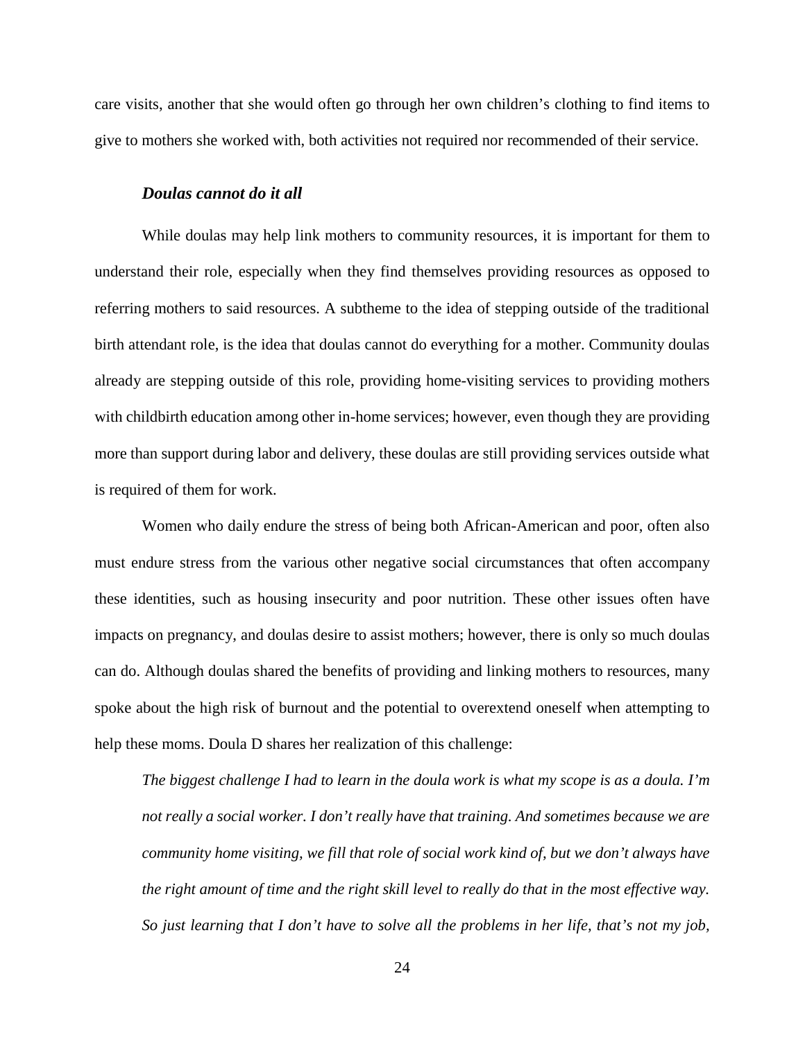care visits, another that she would often go through her own children's clothing to find items to give to mothers she worked with, both activities not required nor recommended of their service.

### *Doulas cannot do it all*

While doulas may help link mothers to community resources, it is important for them to understand their role, especially when they find themselves providing resources as opposed to referring mothers to said resources. A subtheme to the idea of stepping outside of the traditional birth attendant role, is the idea that doulas cannot do everything for a mother. Community doulas already are stepping outside of this role, providing home-visiting services to providing mothers with childbirth education among other in-home services; however, even though they are providing more than support during labor and delivery, these doulas are still providing services outside what is required of them for work.

Women who daily endure the stress of being both African-American and poor, often also must endure stress from the various other negative social circumstances that often accompany these identities, such as housing insecurity and poor nutrition. These other issues often have impacts on pregnancy, and doulas desire to assist mothers; however, there is only so much doulas can do. Although doulas shared the benefits of providing and linking mothers to resources, many spoke about the high risk of burnout and the potential to overextend oneself when attempting to help these moms. Doula D shares her realization of this challenge:

> *The biggest challenge I had to learn in the doula work is what my scope is as a doula. I'm not really a social worker. I don't really have that training. And sometimes because we are community home visiting, we fill that role of social work kind of, but we don't always have the right amount of time and the right skill level to really do that in the most effective way. So just learning that I don't have to solve all the problems in her life, that's not my job,*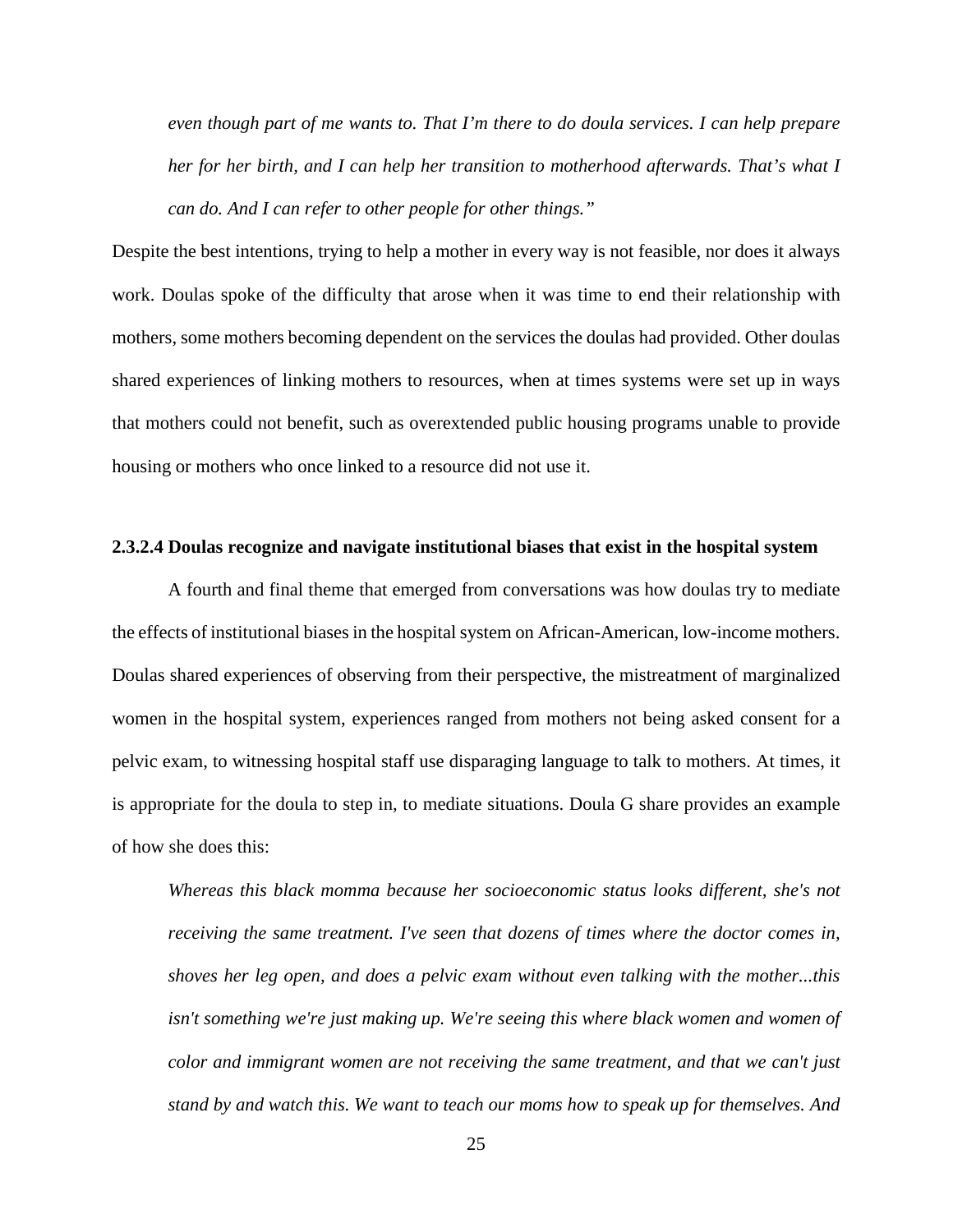*even though part of me wants to. That I'm there to do doula services. I can help prepare her for her birth, and I can help her transition to motherhood afterwards. That's what I can do. And I can refer to other people for other things."*

Despite the best intentions, trying to help a mother in every way is not feasible, nor does it always work. Doulas spoke of the difficulty that arose when it was time to end their relationship with mothers, some mothers becoming dependent on the services the doulas had provided. Other doulas shared experiences of linking mothers to resources, when at times systems were set up in ways that mothers could not benefit, such as overextended public housing programs unable to provide housing or mothers who once linked to a resource did not use it.

#### 2.3.2.4 Doulas recognize and navigate institutional biases that exist in the hospital system

A fourth and final theme that emerged from conversations was how doulas try to mediate the effects of institutional biases in the hospital system on African-American, low-income mothers. Doulas shared experiences of observing from their perspective, the mistreatment of marginalized women in the hospital system, experiences ranged from mothers not being asked consent for a pelvic exam, to witnessing hospital staff use disparaging language to talk to mothers. At times, it is appropriate for the doula to step in, to mediate situations. Doula G share provides an example of how she does this:

*Whereas this black momma because her socioeconomic status looks different, she's not receiving the same treatment. I've seen that dozens of times where the doctor comes in, shoves her leg open, and does a pelvic exam without even talking with the mother...this isn't something we're just making up. We're seeing this where black women and women of color and immigrant women are not receiving the same treatment, and that we can't just stand by and watch this. We want to teach our moms how to speak up for themselves. And*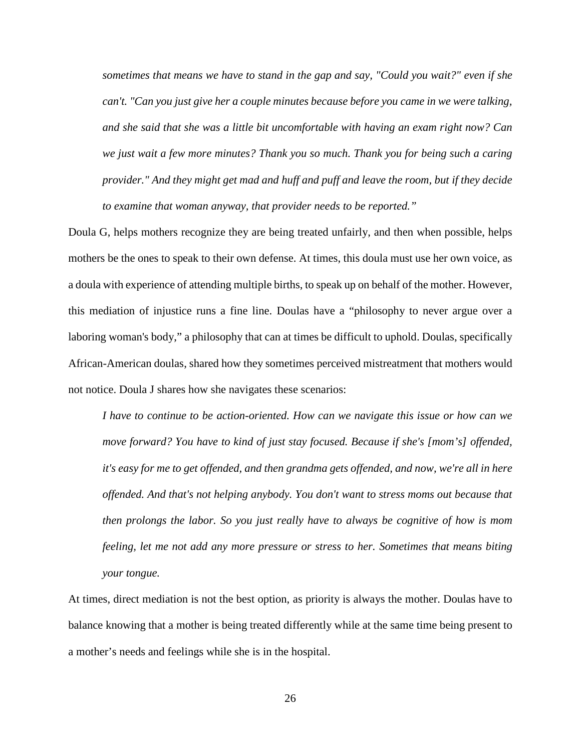> *sometimes that means we have to stand in the gap and say, "Could you wait?" even if she can't. "Can you just give her a couple minutes because before you came in we were talking, and she said that she was a little bit uncomfortable with having an exam right now? Can we just wait a few more minutes? Thank you so much. Thank you for being such a caring provider." And they might get mad and huff and puff and leave the room, but if they decide to examine that woman anyway, that provider needs to be reported."*

Doula G, helps mothers recognize they are being treated unfairly, and then when possible, helps mothers be the ones to speak to their own defense. At times, this doula must use her own voice, as a doula with experience of attending multiple births, to speak up on behalf of the mother. However, this mediation of injustice runs a fine line. Doulas have a "philosophy to never argue over a laboring woman's body," a philosophy that can at times be difficult to uphold. Doulas, specifically African-American doulas, shared how they sometimes perceived mistreatment that mothers would not notice. Doula J shares how she navigates these scenarios:

> *I have to continue to be action-oriented. How can we navigate this issue or how can we move forward? You have to kind of just stay focused. Because if she's [mom's] offended, it's easy for me to get offended, and then grandma gets offended, and now, we're all in here offended. And that's not helping anybody. You don't want to stress moms out because that then prolongs the labor. So you just really have to always be cognitive of how is mom feeling, let me not add any more pressure or stress to her. Sometimes that means biting your tongue.*

At times, direct mediation is not the best option, as priority is always the mother. Doulas have to balance knowing that a mother is being treated differently while at the same time being present to a mother's needs and feelings while she is in the hospital.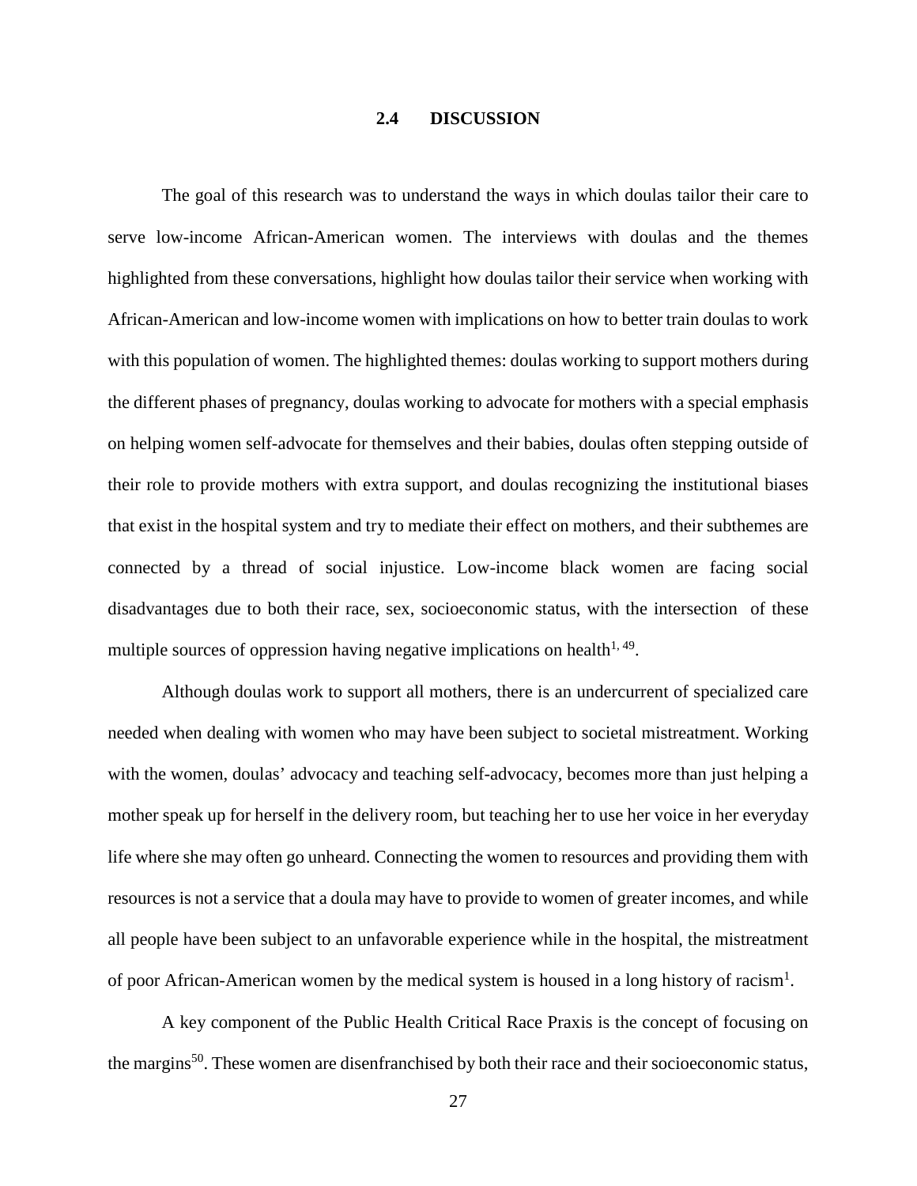## 2.4 DISCUSSION

The goal of this research was to understand the ways in which doulas tailor their care to serve low-income African-American women. The interviews with doulas and the themes highlighted from these conversations, highlight how doulas tailor their service when working with African-American and low-income women with implications on how to better train doulas to work with this population of women. The highlighted themes: doulas working to support mothers during the different phases of pregnancy, doulas working to advocate for mothers with a special emphasis on helping women self-advocate for themselves and their babies, doulas often stepping outside of their role to provide mothers with extra support, and doulas recognizing the institutional biases that exist in the hospital system and try to mediate their effect on mothers, and their subthemes are connected by a thread of social injustice. Low-income black women are facing social disadvantages due to both their race, sex, socioeconomic status, with the intersection of these multiple sources of oppression having negative implications on health[1, 49].

Although doulas work to support all mothers, there is an undercurrent of specialized care needed when dealing with women who may have been subject to societal mistreatment. Working with the women, doulas' advocacy and teaching self-advocacy, becomes more than just helping a mother speak up for herself in the delivery room, but teaching her to use her voice in her everyday life where she may often go unheard. Connecting the women to resources and providing them with resources is not a service that a doula may have to provide to women of greater incomes, and while all people have been subject to an unfavorable experience while in the hospital, the mistreatment of poor African-American women by the medical system is housed in a long history of racism[1].

A key component of the Public Health Critical Race Praxis is the concept of focusing on the margins[50]. These women are disenfranchised by both their race and their socioeconomic status,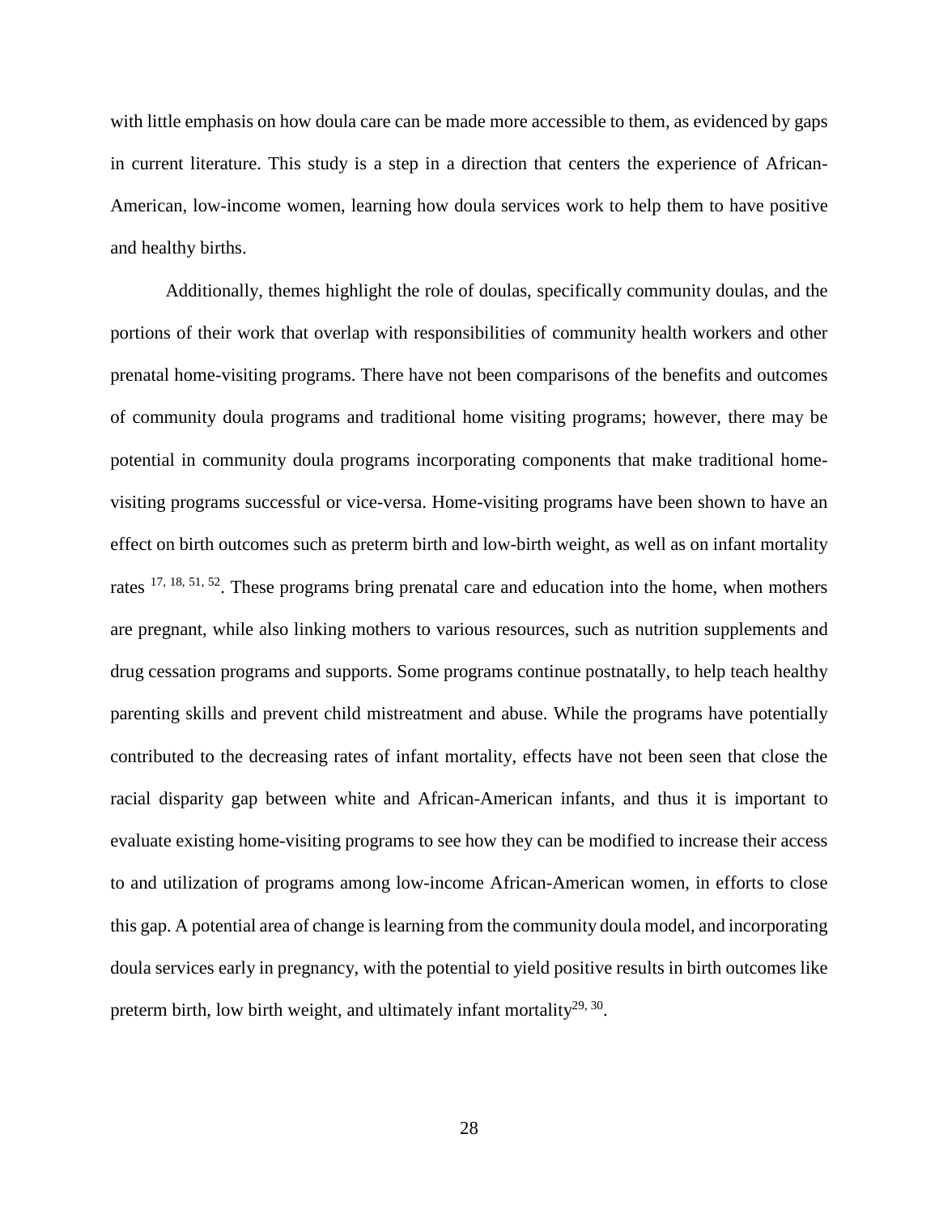with little emphasis on how doula care can be made more accessible to them, as evidenced by gaps in current literature. This study is a step in a direction that centers the experience of African-American, low-income women, learning how doula services work to help them to have positive and healthy births.

Additionally, themes highlight the role of doulas, specifically community doulas, and the portions of their work that overlap with responsibilities of community health workers and other prenatal home-visiting programs. There have not been comparisons of the benefits and outcomes of community doula programs and traditional home visiting programs; however, there may be potential in community doula programs incorporating components that make traditional home-visiting programs successful or vice-versa. Home-visiting programs have been shown to have an effect on birth outcomes such as preterm birth and low-birth weight, as well as on infant mortality rates [17, 18, 51, 52]. These programs bring prenatal care and education into the home, when mothers are pregnant, while also linking mothers to various resources, such as nutrition supplements and drug cessation programs and supports. Some programs continue postnatally, to help teach healthy parenting skills and prevent child mistreatment and abuse. While the programs have potentially contributed to the decreasing rates of infant mortality, effects have not been seen that close the racial disparity gap between white and African-American infants, and thus it is important to evaluate existing home-visiting programs to see how they can be modified to increase their access to and utilization of programs among low-income African-American women, in efforts to close this gap. A potential area of change is learning from the community doula model, and incorporating doula services early in pregnancy, with the potential to yield positive results in birth outcomes like preterm birth, low birth weight, and ultimately infant mortality[29, 30].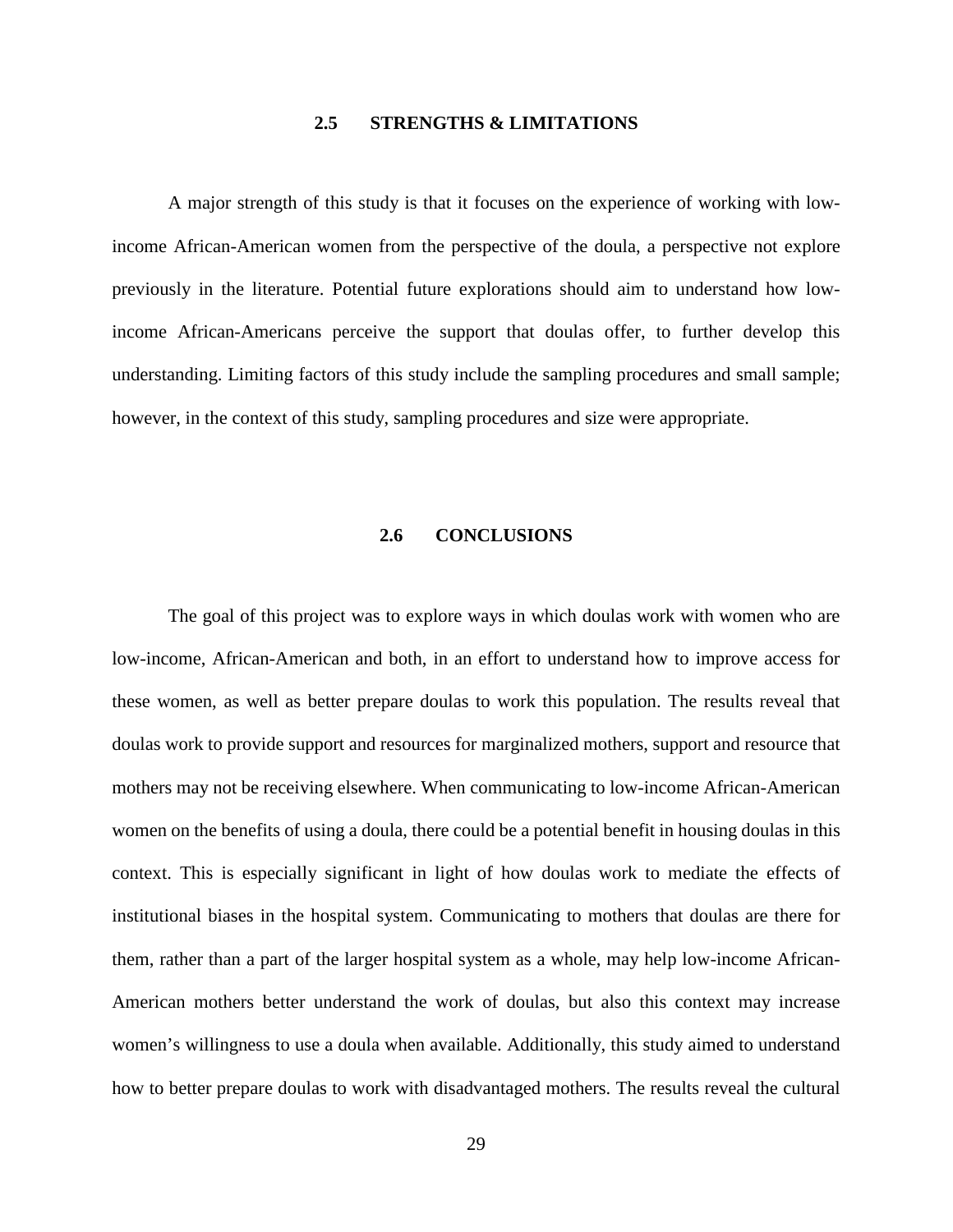## 2.5 STRENGTHS & LIMITATIONS

A major strength of this study is that it focuses on the experience of working with low-income African-American women from the perspective of the doula, a perspective not explore previously in the literature. Potential future explorations should aim to understand how low-income African-Americans perceive the support that doulas offer, to further develop this understanding. Limiting factors of this study include the sampling procedures and small sample; however, in the context of this study, sampling procedures and size were appropriate.

## 2.6 CONCLUSIONS

The goal of this project was to explore ways in which doulas work with women who are low-income, African-American and both, in an effort to understand how to improve access for these women, as well as better prepare doulas to work this population. The results reveal that doulas work to provide support and resources for marginalized mothers, support and resource that mothers may not be receiving elsewhere. When communicating to low-income African-American women on the benefits of using a doula, there could be a potential benefit in housing doulas in this context. This is especially significant in light of how doulas work to mediate the effects of institutional biases in the hospital system. Communicating to mothers that doulas are there for them, rather than a part of the larger hospital system as a whole, may help low-income African-American mothers better understand the work of doulas, but also this context may increase women's willingness to use a doula when available. Additionally, this study aimed to understand how to better prepare doulas to work with disadvantaged mothers. The results reveal the cultural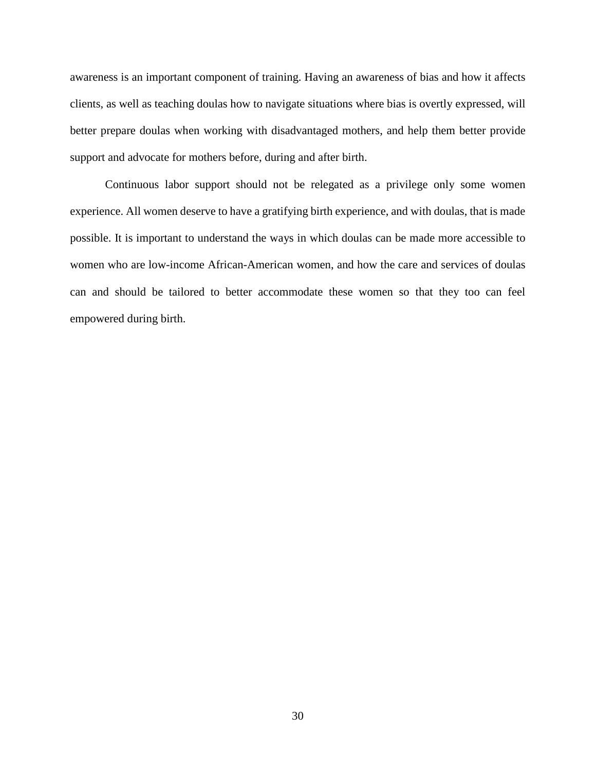awareness is an important component of training. Having an awareness of bias and how it affects clients, as well as teaching doulas how to navigate situations where bias is overtly expressed, will better prepare doulas when working with disadvantaged mothers, and help them better provide support and advocate for mothers before, during and after birth.

Continuous labor support should not be relegated as a privilege only some women experience. All women deserve to have a gratifying birth experience, and with doulas, that is made possible. It is important to understand the ways in which doulas can be made more accessible to women who are low-income African-American women, and how the care and services of doulas can and should be tailored to better accommodate these women so that they too can feel empowered during birth.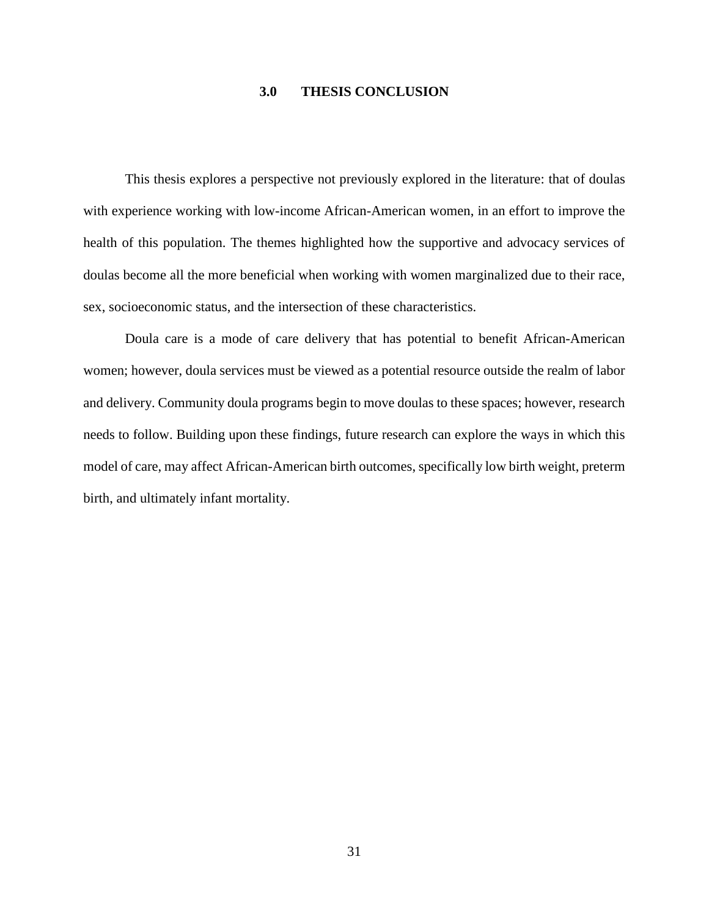# 3.0 THESIS CONCLUSION

This thesis explores a perspective not previously explored in the literature: that of doulas with experience working with low-income African-American women, in an effort to improve the health of this population. The themes highlighted how the supportive and advocacy services of doulas become all the more beneficial when working with women marginalized due to their race, sex, socioeconomic status, and the intersection of these characteristics.

Doula care is a mode of care delivery that has potential to benefit African-American women; however, doula services must be viewed as a potential resource outside the realm of labor and delivery. Community doula programs begin to move doulas to these spaces; however, research needs to follow. Building upon these findings, future research can explore the ways in which this model of care, may affect African-American birth outcomes, specifically low birth weight, preterm birth, and ultimately infant mortality.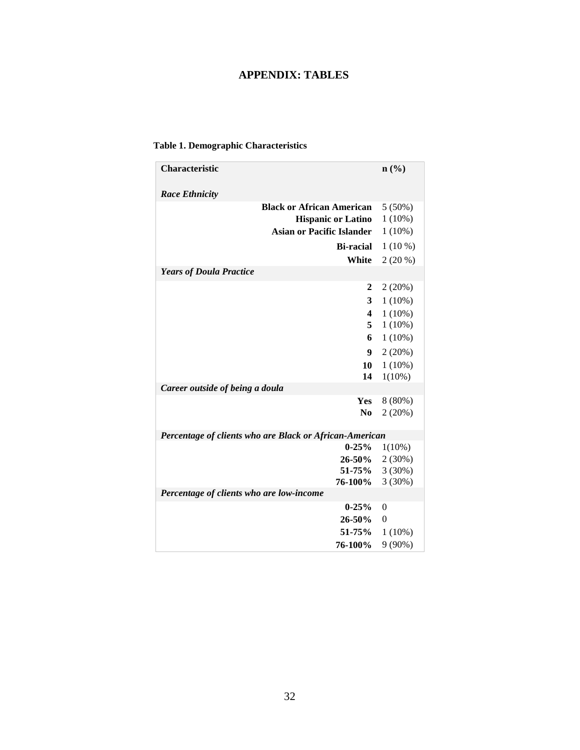# APPENDIX: TABLES

**Table 1. Demographic Characteristics**

| Characteristic | n (%) |
|---|---|
| ***Race Ethnicity*** | |
| **Black or African American** | 5 (50%) |
| **Hispanic or Latino** | 1 (10%) |
| **Asian or Pacific Islander** | 1 (10%) |
| **Bi-racial** | 1 (10 %) |
| **White** | 2 (20 %) |
| ***Years of Doula Practice*** | |
| **2** | 2 (20%) |
| **3** | 1 (10%) |
| **4** | 1 (10%) |
| **5** | 1 (10%) |
| **6** | 1 (10%) |
| **9** | 2 (20%) |
| **10** | 1 (10%) |
| **14** | 1(10%) |
| ***Career outside of being a doula*** | |
| **Yes** | 8 (80%) |
| **No** | 2 (20%) |
| ***Percentage of clients who are Black or African-American*** | |
| **0-25%** | 1(10%) |
| **26-50%** | 2 (30%) |
| **51-75%** | 3 (30%) |
| **76-100%** | 3 (30%) |
| ***Percentage of clients who are low-income*** | |
| **0-25%** | 0 |
| **26-50%** | 0 |
| **51-75%** | 1 (10%) |
| **76-100%** | 9 (90%) |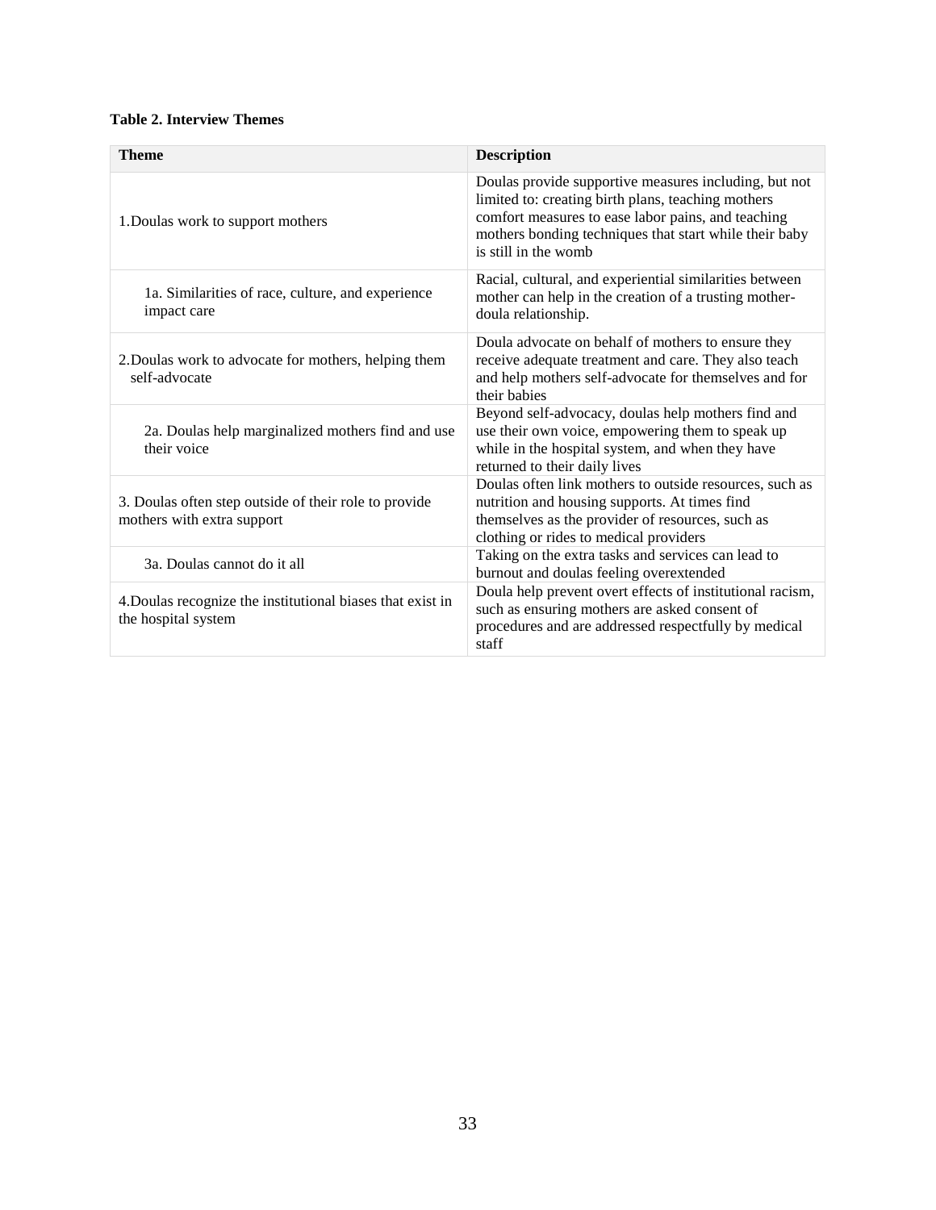**Table 2. Interview Themes**

| Theme | Description |
| --- | --- |
| 1.Doulas work to support mothers | Doulas provide supportive measures including, but not limited to: creating birth plans, teaching mothers comfort measures to ease labor pains, and teaching mothers bonding techniques that start while their baby is still in the womb |
| 1a. Similarities of race, culture, and experience impact care | Racial, cultural, and experiential similarities between mother can help in the creation of a trusting mother-doula relationship. |
| 2.Doulas work to advocate for mothers, helping them self-advocate | Doula advocate on behalf of mothers to ensure they receive adequate treatment and care. They also teach and help mothers self-advocate for themselves and for their babies |
| 2a. Doulas help marginalized mothers find and use their voice | Beyond self-advocacy, doulas help mothers find and use their own voice, empowering them to speak up while in the hospital system, and when they have returned to their daily lives |
| 3. Doulas often step outside of their role to provide mothers with extra support | Doulas often link mothers to outside resources, such as nutrition and housing supports. At times find themselves as the provider of resources, such as clothing or rides to medical providers |
| 3a. Doulas cannot do it all | Taking on the extra tasks and services can lead to burnout and doulas feeling overextended |
| 4.Doulas recognize the institutional biases that exist in the hospital system | Doula help prevent overt effects of institutional racism, such as ensuring mothers are asked consent of procedures and are addressed respectfully by medical staff |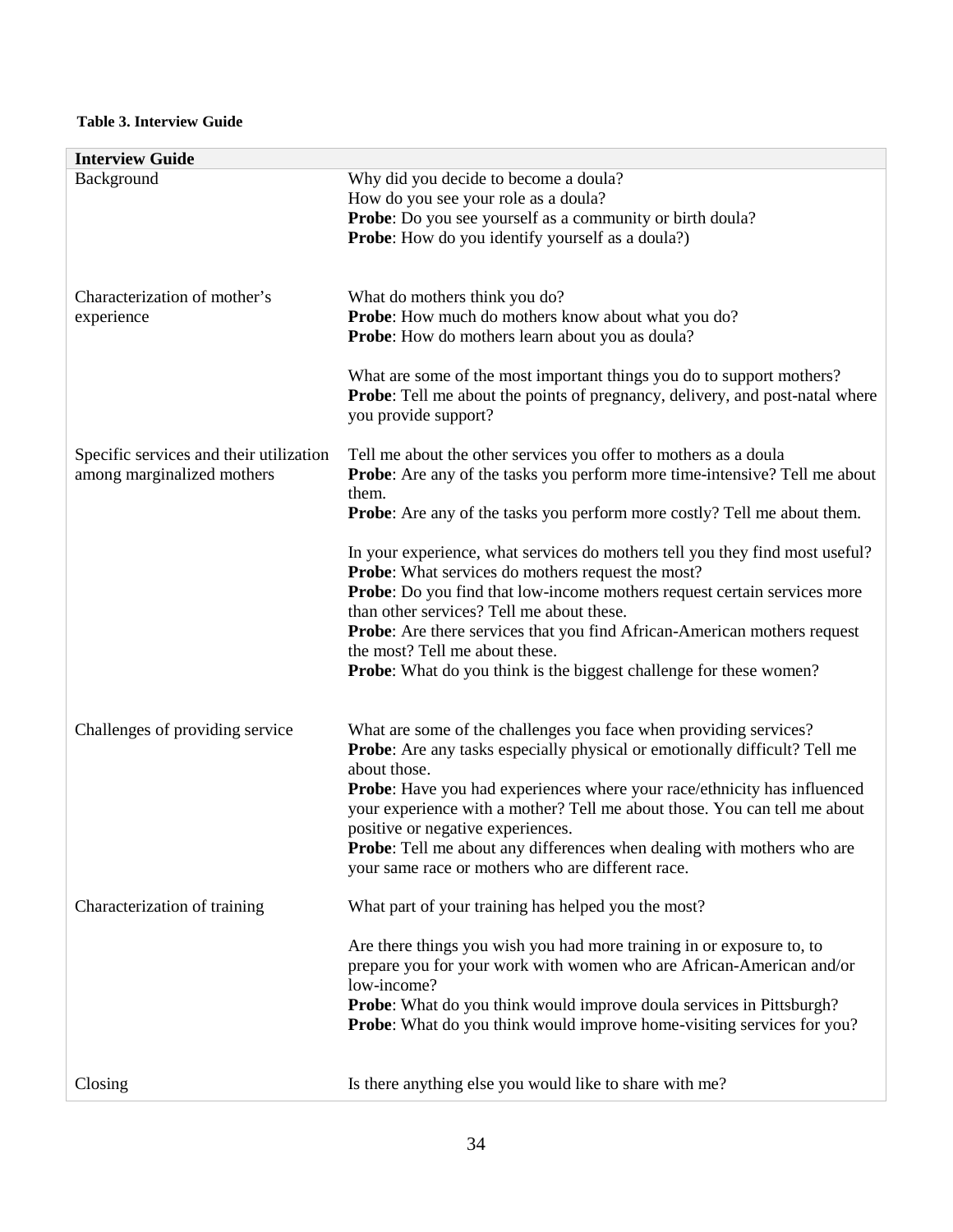**Table 3. Interview Guide**

| Interview Guide | |
|---|---|
| Background | Why did you decide to become a doula?<br>How do you see your role as a doula?<br>**Probe**: Do you see yourself as a community or birth doula?<br>**Probe**: How do you identify yourself as a doula?) |
| Characterization of mother's experience | What do mothers think you do?<br>**Probe**: How much do mothers know about what you do?<br>**Probe**: How do mothers learn about you as doula?<br><br>What are some of the most important things you do to support mothers?<br>**Probe**: Tell me about the points of pregnancy, delivery, and post-natal where you provide support? |
| Specific services and their utilization among marginalized mothers | Tell me about the other services you offer to mothers as a doula<br>**Probe**: Are any of the tasks you perform more time-intensive? Tell me about them.<br>**Probe**: Are any of the tasks you perform more costly? Tell me about them.<br><br>In your experience, what services do mothers tell you they find most useful?<br>**Probe**: What services do mothers request the most?<br>**Probe**: Do you find that low-income mothers request certain services more than other services? Tell me about these.<br>**Probe**: Are there services that you find African-American mothers request the most? Tell me about these.<br>**Probe**: What do you think is the biggest challenge for these women? |
| Challenges of providing service | What are some of the challenges you face when providing services?<br>**Probe**: Are any tasks especially physical or emotionally difficult? Tell me about those.<br>**Probe**: Have you had experiences where your race/ethnicity has influenced your experience with a mother? Tell me about those. You can tell me about positive or negative experiences.<br>**Probe**: Tell me about any differences when dealing with mothers who are your same race or mothers who are different race. |
| Characterization of training | What part of your training has helped you the most?<br><br>Are there things you wish you had more training in or exposure to, to prepare you for your work with women who are African-American and/or low-income?<br>**Probe**: What do you think would improve doula services in Pittsburgh?<br>**Probe**: What do you think would improve home-visiting services for you? |
| Closing | Is there anything else you would like to share with me? |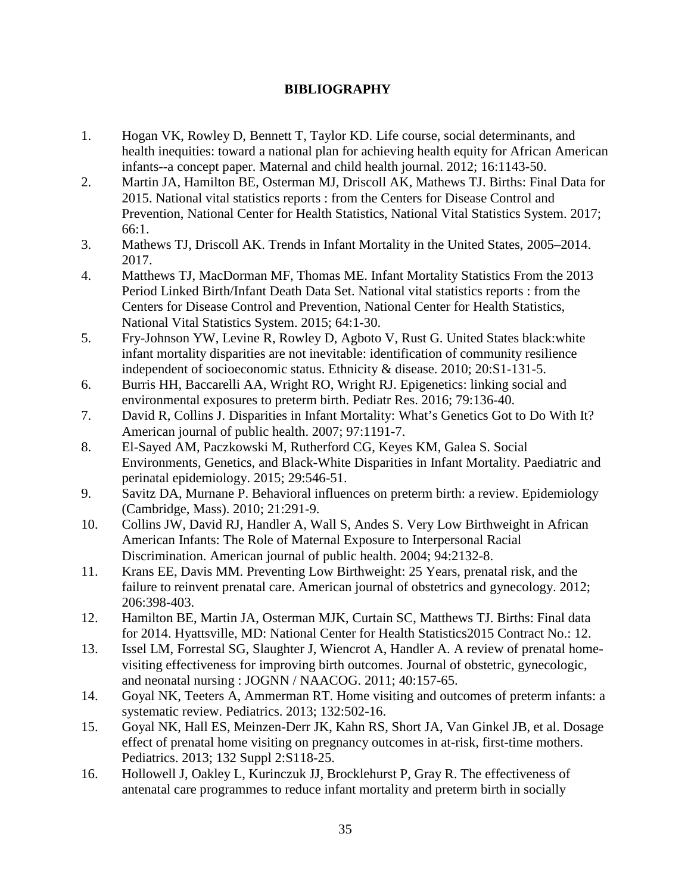# BIBLIOGRAPHY

1. Hogan VK, Rowley D, Bennett T, Taylor KD. Life course, social determinants, and health inequities: toward a national plan for achieving health equity for African American infants--a concept paper. Maternal and child health journal. 2012; 16:1143-50.
2. Martin JA, Hamilton BE, Osterman MJ, Driscoll AK, Mathews TJ. Births: Final Data for 2015. National vital statistics reports : from the Centers for Disease Control and Prevention, National Center for Health Statistics, National Vital Statistics System. 2017; 66:1.
3. Mathews TJ, Driscoll AK. Trends in Infant Mortality in the United States, 2005–2014. 2017.
4. Matthews TJ, MacDorman MF, Thomas ME. Infant Mortality Statistics From the 2013 Period Linked Birth/Infant Death Data Set. National vital statistics reports : from the Centers for Disease Control and Prevention, National Center for Health Statistics, National Vital Statistics System. 2015; 64:1-30.
5. Fry-Johnson YW, Levine R, Rowley D, Agboto V, Rust G. United States black:white infant mortality disparities are not inevitable: identification of community resilience independent of socioeconomic status. Ethnicity & disease. 2010; 20:S1-131-5.
6. Burris HH, Baccarelli AA, Wright RO, Wright RJ. Epigenetics: linking social and environmental exposures to preterm birth. Pediatr Res. 2016; 79:136-40.
7. David R, Collins J. Disparities in Infant Mortality: What's Genetics Got to Do With It? American journal of public health. 2007; 97:1191-7.
8. El-Sayed AM, Paczkowski M, Rutherford CG, Keyes KM, Galea S. Social Environments, Genetics, and Black-White Disparities in Infant Mortality. Paediatric and perinatal epidemiology. 2015; 29:546-51.
9. Savitz DA, Murnane P. Behavioral influences on preterm birth: a review. Epidemiology (Cambridge, Mass). 2010; 21:291-9.
10. Collins JW, David RJ, Handler A, Wall S, Andes S. Very Low Birthweight in African American Infants: The Role of Maternal Exposure to Interpersonal Racial Discrimination. American journal of public health. 2004; 94:2132-8.
11. Krans EE, Davis MM. Preventing Low Birthweight: 25 Years, prenatal risk, and the failure to reinvent prenatal care. American journal of obstetrics and gynecology. 2012; 206:398-403.
12. Hamilton BE, Martin JA, Osterman MJK, Curtain SC, Matthews TJ. Births: Final data for 2014. Hyattsville, MD: National Center for Health Statistics2015 Contract No.: 12.
13. Issel LM, Forrestal SG, Slaughter J, Wiencrot A, Handler A. A review of prenatal home-visiting effectiveness for improving birth outcomes. Journal of obstetric, gynecologic, and neonatal nursing : JOGNN / NAACOG. 2011; 40:157-65.
14. Goyal NK, Teeters A, Ammerman RT. Home visiting and outcomes of preterm infants: a systematic review. Pediatrics. 2013; 132:502-16.
15. Goyal NK, Hall ES, Meinzen-Derr JK, Kahn RS, Short JA, Van Ginkel JB, et al. Dosage effect of prenatal home visiting on pregnancy outcomes in at-risk, first-time mothers. Pediatrics. 2013; 132 Suppl 2:S118-25.
16. Hollowell J, Oakley L, Kurinczuk JJ, Brocklehurst P, Gray R. The effectiveness of antenatal care programmes to reduce infant mortality and preterm birth in socially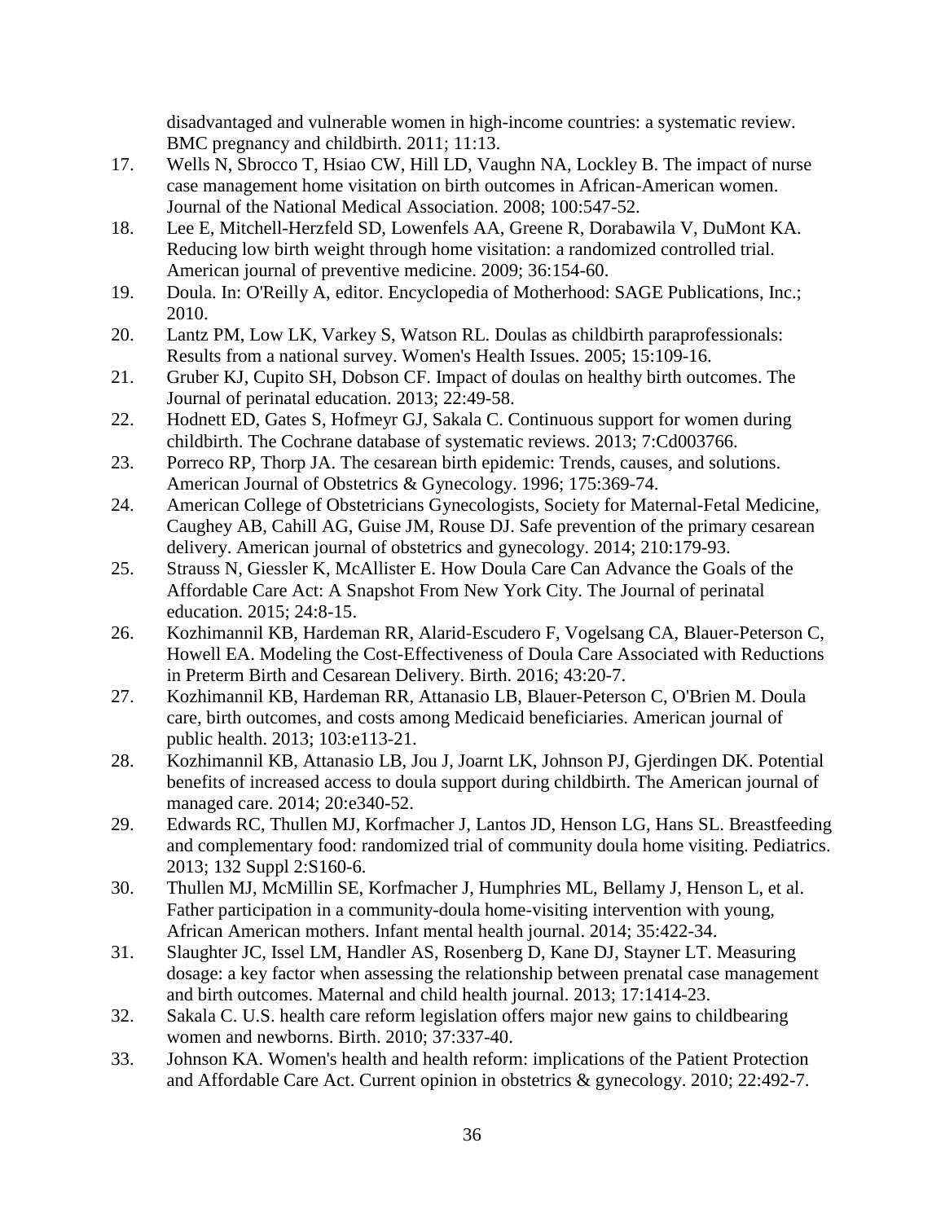disadvantaged and vulnerable women in high-income countries: a systematic review. BMC pregnancy and childbirth. 2011; 11:13.

17. Wells N, Sbrocco T, Hsiao CW, Hill LD, Vaughn NA, Lockley B. The impact of nurse case management home visitation on birth outcomes in African-American women. Journal of the National Medical Association. 2008; 100:547-52.
18. Lee E, Mitchell-Herzfeld SD, Lowenfels AA, Greene R, Dorabawila V, DuMont KA. Reducing low birth weight through home visitation: a randomized controlled trial. American journal of preventive medicine. 2009; 36:154-60.
19. Doula. In: O'Reilly A, editor. Encyclopedia of Motherhood: SAGE Publications, Inc.; 2010.
20. Lantz PM, Low LK, Varkey S, Watson RL. Doulas as childbirth paraprofessionals: Results from a national survey. Women's Health Issues. 2005; 15:109-16.
21. Gruber KJ, Cupito SH, Dobson CF. Impact of doulas on healthy birth outcomes. The Journal of perinatal education. 2013; 22:49-58.
22. Hodnett ED, Gates S, Hofmeyr GJ, Sakala C. Continuous support for women during childbirth. The Cochrane database of systematic reviews. 2013; 7:Cd003766.
23. Porreco RP, Thorp JA. The cesarean birth epidemic: Trends, causes, and solutions. American Journal of Obstetrics & Gynecology. 1996; 175:369-74.
24. American College of Obstetricians Gynecologists, Society for Maternal-Fetal Medicine, Caughey AB, Cahill AG, Guise JM, Rouse DJ. Safe prevention of the primary cesarean delivery. American journal of obstetrics and gynecology. 2014; 210:179-93.
25. Strauss N, Giessler K, McAllister E. How Doula Care Can Advance the Goals of the Affordable Care Act: A Snapshot From New York City. The Journal of perinatal education. 2015; 24:8-15.
26. Kozhimannil KB, Hardeman RR, Alarid-Escudero F, Vogelsang CA, Blauer-Peterson C, Howell EA. Modeling the Cost-Effectiveness of Doula Care Associated with Reductions in Preterm Birth and Cesarean Delivery. Birth. 2016; 43:20-7.
27. Kozhimannil KB, Hardeman RR, Attanasio LB, Blauer-Peterson C, O'Brien M. Doula care, birth outcomes, and costs among Medicaid beneficiaries. American journal of public health. 2013; 103:e113-21.
28. Kozhimannil KB, Attanasio LB, Jou J, Joarnt LK, Johnson PJ, Gjerdingen DK. Potential benefits of increased access to doula support during childbirth. The American journal of managed care. 2014; 20:e340-52.
29. Edwards RC, Thullen MJ, Korfmacher J, Lantos JD, Henson LG, Hans SL. Breastfeeding and complementary food: randomized trial of community doula home visiting. Pediatrics. 2013; 132 Suppl 2:S160-6.
30. Thullen MJ, McMillin SE, Korfmacher J, Humphries ML, Bellamy J, Henson L, et al. Father participation in a community-doula home-visiting intervention with young, African American mothers. Infant mental health journal. 2014; 35:422-34.
31. Slaughter JC, Issel LM, Handler AS, Rosenberg D, Kane DJ, Stayner LT. Measuring dosage: a key factor when assessing the relationship between prenatal case management and birth outcomes. Maternal and child health journal. 2013; 17:1414-23.
32. Sakala C. U.S. health care reform legislation offers major new gains to childbearing women and newborns. Birth. 2010; 37:337-40.
33. Johnson KA. Women's health and health reform: implications of the Patient Protection and Affordable Care Act. Current opinion in obstetrics & gynecology. 2010; 22:492-7.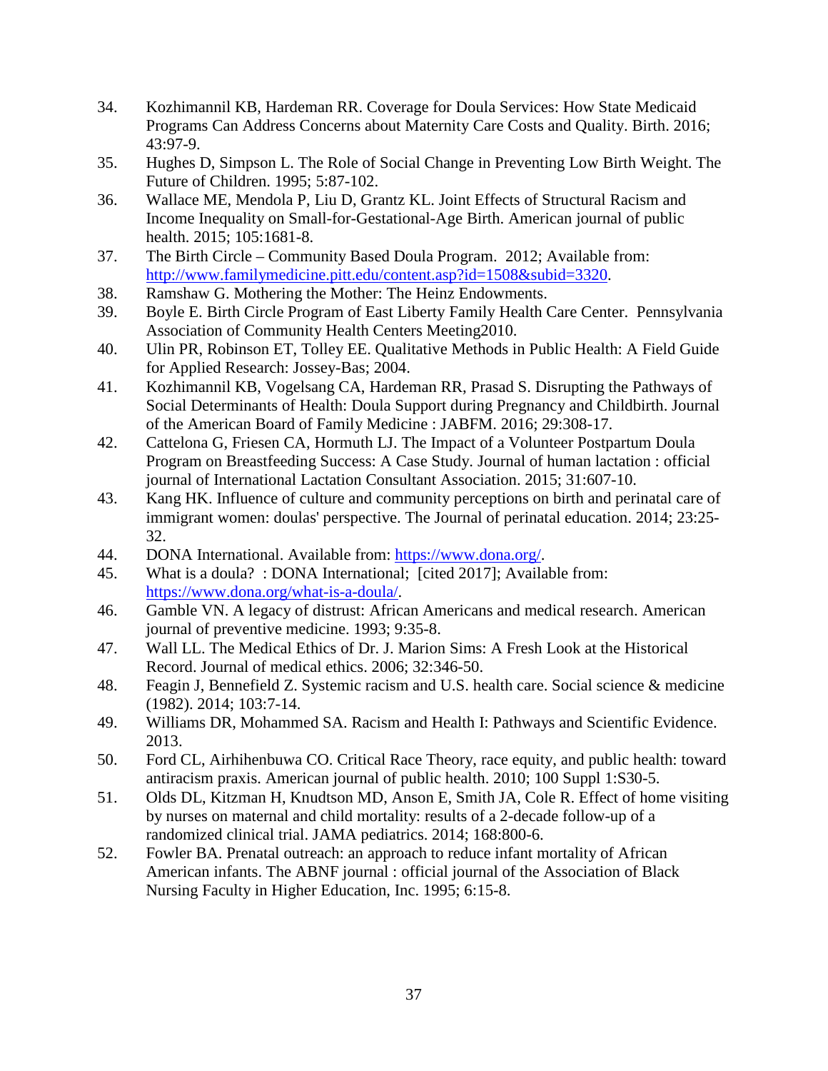34. Kozhimannil KB, Hardeman RR. Coverage for Doula Services: How State Medicaid Programs Can Address Concerns about Maternity Care Costs and Quality. Birth. 2016; 43:97-9.
35. Hughes D, Simpson L. The Role of Social Change in Preventing Low Birth Weight. The Future of Children. 1995; 5:87-102.
36. Wallace ME, Mendola P, Liu D, Grantz KL. Joint Effects of Structural Racism and Income Inequality on Small-for-Gestational-Age Birth. American journal of public health. 2015; 105:1681-8.
37. The Birth Circle – Community Based Doula Program. 2012; Available from: http://www.familymedicine.pitt.edu/content.asp?id=1508&subid=3320.
38. Ramshaw G. Mothering the Mother: The Heinz Endowments.
39. Boyle E. Birth Circle Program of East Liberty Family Health Care Center. Pennsylvania Association of Community Health Centers Meeting2010.
40. Ulin PR, Robinson ET, Tolley EE. Qualitative Methods in Public Health: A Field Guide for Applied Research: Jossey-Bas; 2004.
41. Kozhimannil KB, Vogelsang CA, Hardeman RR, Prasad S. Disrupting the Pathways of Social Determinants of Health: Doula Support during Pregnancy and Childbirth. Journal of the American Board of Family Medicine : JABFM. 2016; 29:308-17.
42. Cattelona G, Friesen CA, Hormuth LJ. The Impact of a Volunteer Postpartum Doula Program on Breastfeeding Success: A Case Study. Journal of human lactation : official journal of International Lactation Consultant Association. 2015; 31:607-10.
43. Kang HK. Influence of culture and community perceptions on birth and perinatal care of immigrant women: doulas' perspective. The Journal of perinatal education. 2014; 23:25-32.
44. DONA International. Available from: https://www.dona.org/.
45. What is a doula? : DONA International; [cited 2017]; Available from: https://www.dona.org/what-is-a-doula/.
46. Gamble VN. A legacy of distrust: African Americans and medical research. American journal of preventive medicine. 1993; 9:35-8.
47. Wall LL. The Medical Ethics of Dr. J. Marion Sims: A Fresh Look at the Historical Record. Journal of medical ethics. 2006; 32:346-50.
48. Feagin J, Bennefield Z. Systemic racism and U.S. health care. Social science & medicine (1982). 2014; 103:7-14.
49. Williams DR, Mohammed SA. Racism and Health I: Pathways and Scientific Evidence. 2013.
50. Ford CL, Airhihenbuwa CO. Critical Race Theory, race equity, and public health: toward antiracism praxis. American journal of public health. 2010; 100 Suppl 1:S30-5.
51. Olds DL, Kitzman H, Knudtson MD, Anson E, Smith JA, Cole R. Effect of home visiting by nurses on maternal and child mortality: results of a 2-decade follow-up of a randomized clinical trial. JAMA pediatrics. 2014; 168:800-6.
52. Fowler BA. Prenatal outreach: an approach to reduce infant mortality of African American infants. The ABNF journal : official journal of the Association of Black Nursing Faculty in Higher Education, Inc. 1995; 6:15-8.